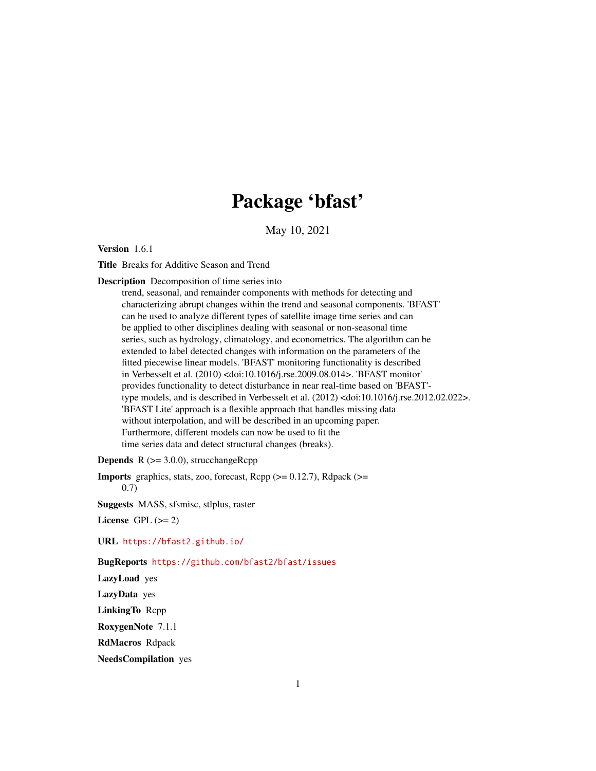# Package 'bfast'

May 10, 2021

**Version** 1.6.1

**Title** Breaks for Additive Season and Trend

**Description** Decomposition of time series into trend, seasonal, and remainder components with methods for detecting and characterizing abrupt changes within the trend and seasonal components. 'BFAST' can be used to analyze different types of satellite image time series and can be applied to other disciplines dealing with seasonal or non-seasonal time series, such as hydrology, climatology, and econometrics. The algorithm can be extended to label detected changes with information on the parameters of the fitted piecewise linear models. 'BFAST' monitoring functionality is described in Verbesselt et al. (2010) <doi:10.1016/j.rse.2009.08.014>. 'BFAST monitor' provides functionality to detect disturbance in near real-time based on 'BFAST'-type models, and is described in Verbesselt et al. (2012) <doi:10.1016/j.rse.2012.02.022>. 'BFAST Lite' approach is a flexible approach that handles missing data without interpolation, and will be described in an upcoming paper. Furthermore, different models can now be used to fit the time series data and detect structural changes (breaks).

**Depends** R (>= 3.0.0), strucchangeRcpp

**Imports** graphics, stats, zoo, forecast, Rcpp (>= 0.12.7), Rdpack (>= 0.7)

**Suggests** MASS, sfsmisc, stlplus, raster

**License** GPL (>= 2)

**URL** https://bfast2.github.io/

**BugReports** https://github.com/bfast2/bfast/issues

**LazyLoad** yes

**LazyData** yes

**LinkingTo** Rcpp

**RoxygenNote** 7.1.1

**RdMacros** Rdpack

**NeedsCompilation** yes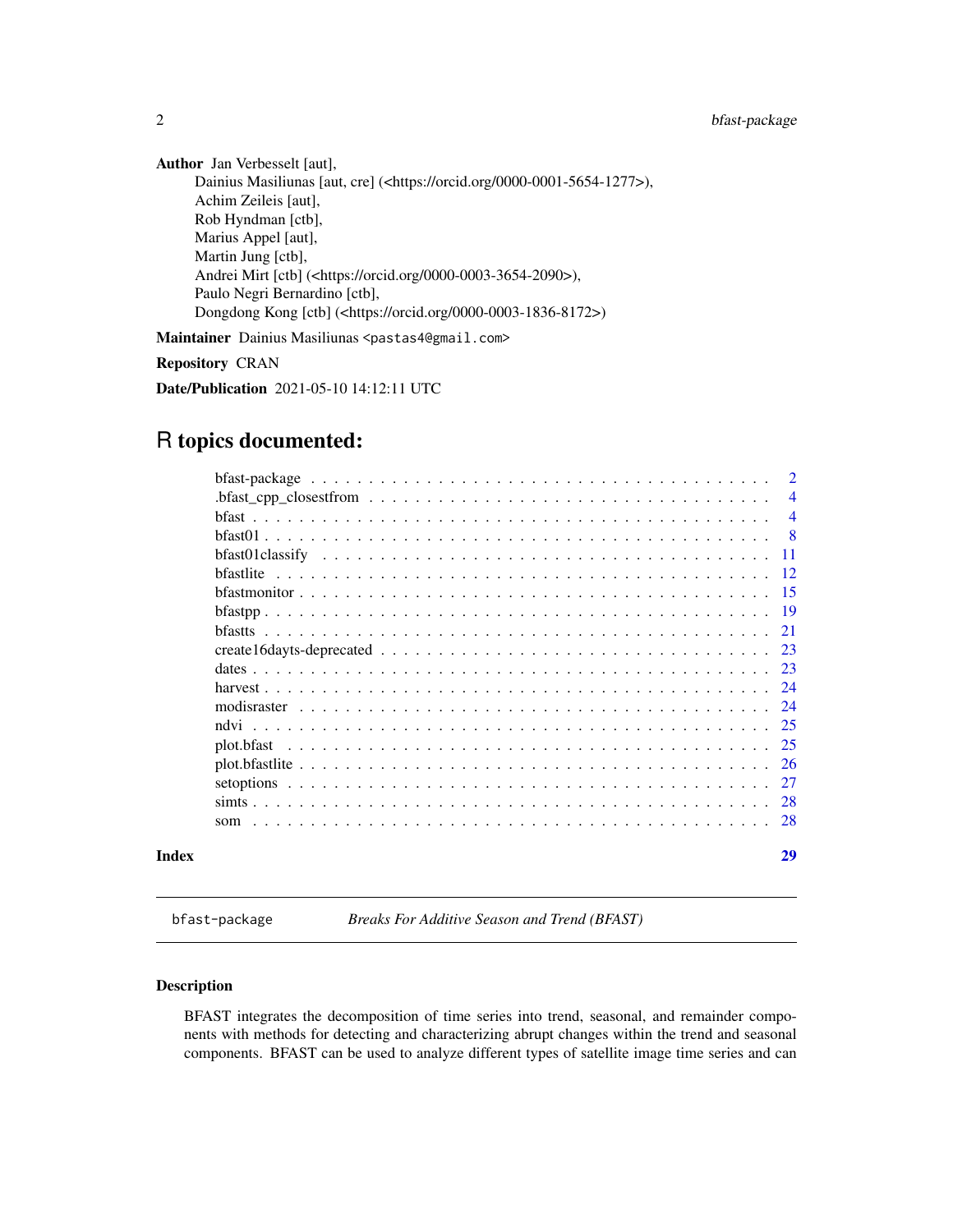**Author** Jan Verbesselt [aut],
Dainius Masiliunas [aut, cre] (<https://orcid.org/0000-0001-5654-1277>),
Achim Zeileis [aut],
Rob Hyndman [ctb],
Marius Appel [aut],
Martin Jung [ctb],
Andrei Mirt [ctb] (<https://orcid.org/0000-0003-3654-2090>),
Paulo Negri Bernardino [ctb],
Dongdong Kong [ctb] (<https://orcid.org/0000-0003-1836-8172>)

**Maintainer** Dainius Masiliunas <pastas4@gmail.com>

**Repository** CRAN

**Date/Publication** 2021-05-10 14:12:11 UTC

# R topics documented:

| | |
|---|---|
| bfast-package | 2 |
| .bfast_cpp_closestfrom | 4 |
| bfast | 4 |
| bfast01 | 8 |
| bfast01classify | 11 |
| bfastlite | 12 |
| bfastmonitor | 15 |
| bfastpp | 19 |
| bfastts | 21 |
| create16dayts-deprecated | 23 |
| dates | 23 |
| harvest | 24 |
| modisraster | 24 |
| ndvi | 25 |
| plot.bfast | 25 |
| plot.bfastlite | 26 |
| setoptions | 27 |
| simts | 28 |
| som | 28 |
| **Index** | **29** |

---

`bfast-package` *Breaks For Additive Season and Trend (BFAST)*

---

## Description

BFAST integrates the decomposition of time series into trend, seasonal, and remainder components with methods for detecting and characterizing abrupt changes within the trend and seasonal components. BFAST can be used to analyze different types of satellite image time series and can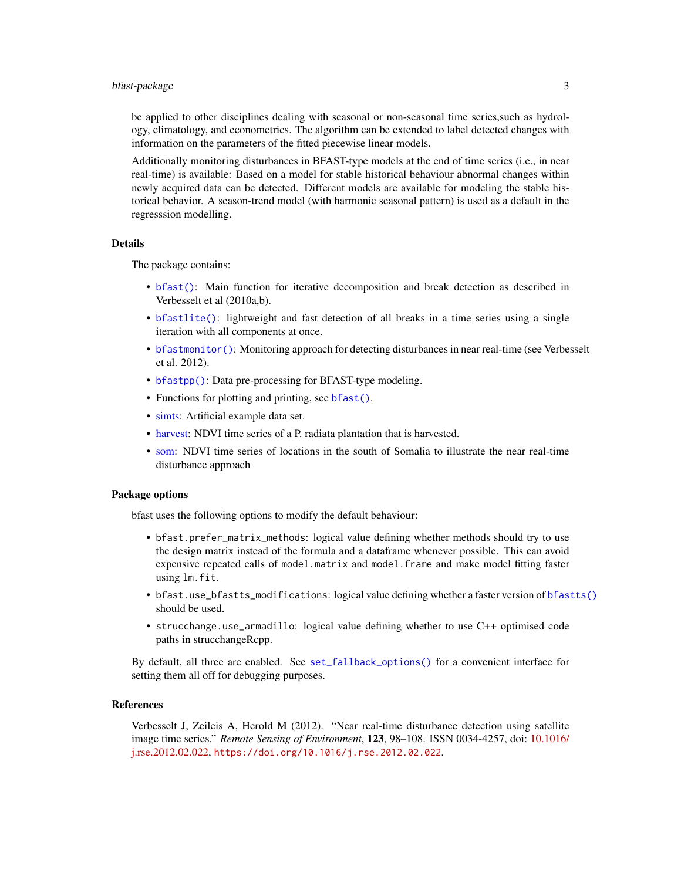be applied to other disciplines dealing with seasonal or non-seasonal time series,such as hydrology, climatology, and econometrics. The algorithm can be extended to label detected changes with information on the parameters of the fitted piecewise linear models.

Additionally monitoring disturbances in BFAST-type models at the end of time series (i.e., in near real-time) is available: Based on a model for stable historical behaviour abnormal changes within newly acquired data can be detected. Different models are available for modeling the stable historical behavior. A season-trend model (with harmonic seasonal pattern) is used as a default in the regresssion modelling.

### Details

The package contains:

- `bfast()`: Main function for iterative decomposition and break detection as described in Verbesselt et al (2010a,b).
- `bfastlite()`: lightweight and fast detection of all breaks in a time series using a single iteration with all components at once.
- `bfastmonitor()`: Monitoring approach for detecting disturbances in near real-time (see Verbesselt et al. 2012).
- `bfastpp()`: Data pre-processing for BFAST-type modeling.
- Functions for plotting and printing, see `bfast()`.
- simts: Artificial example data set.
- harvest: NDVI time series of a P. radiata plantation that is harvested.
- som: NDVI time series of locations in the south of Somalia to illustrate the near real-time disturbance approach

### Package options

bfast uses the following options to modify the default behaviour:

- `bfast.prefer_matrix_methods`: logical value defining whether methods should try to use the design matrix instead of the formula and a dataframe whenever possible. This can avoid expensive repeated calls of `model.matrix` and `model.frame` and make model fitting faster using `lm.fit`.
- `bfast.use_bfastts_modifications`: logical value defining whether a faster version of `bfastts()` should be used.
- `strucchange.use_armadillo`: logical value defining whether to use C++ optimised code paths in strucchangeRcpp.

By default, all three are enabled. See `set_fallback_options()` for a convenient interface for setting them all off for debugging purposes.

### References

Verbesselt J, Zeileis A, Herold M (2012). "Near real-time disturbance detection using satellite image time series." *Remote Sensing of Environment*, **123**, 98–108. ISSN 0034-4257, doi: 10.1016/j.rse.2012.02.022, `https://doi.org/10.1016/j.rse.2012.02.022`.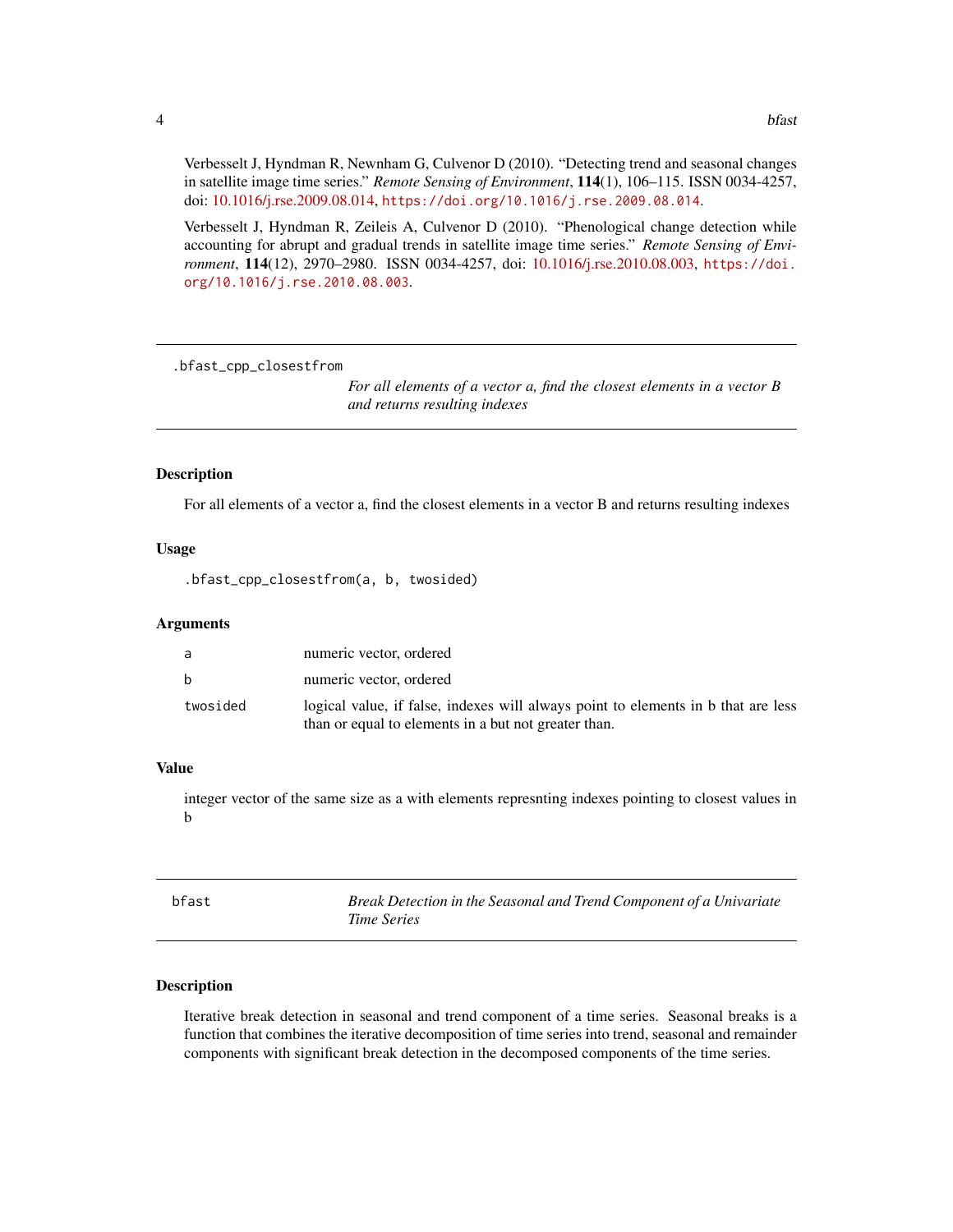Verbesselt J, Hyndman R, Newnham G, Culvenor D (2010). "Detecting trend and seasonal changes in satellite image time series." *Remote Sensing of Environment*, **114**(1), 106–115. ISSN 0034-4257, doi: 10.1016/j.rse.2009.08.014, `https://doi.org/10.1016/j.rse.2009.08.014`.

Verbesselt J, Hyndman R, Zeileis A, Culvenor D (2010). "Phenological change detection while accounting for abrupt and gradual trends in satellite image time series." *Remote Sensing of Environment*, **114**(12), 2970–2980. ISSN 0034-4257, doi: 10.1016/j.rse.2010.08.003, `https://doi.org/10.1016/j.rse.2010.08.003`.

---

## .bfast_cpp_closestfrom — *For all elements of a vector a, find the closest elements in a vector B and returns resulting indexes*

### Description

For all elements of a vector a, find the closest elements in a vector B and returns resulting indexes

### Usage

```
.bfast_cpp_closestfrom(a, b, twosided)
```

### Arguments

| | |
|---|---|
| a | numeric vector, ordered |
| b | numeric vector, ordered |
| twosided | logical value, if false, indexes will always point to elements in b that are less than or equal to elements in a but not greater than. |

### Value

integer vector of the same size as a with elements represnting indexes pointing to closest values in b

---

## bfast — *Break Detection in the Seasonal and Trend Component of a Univariate Time Series*

### Description

Iterative break detection in seasonal and trend component of a time series. Seasonal breaks is a function that combines the iterative decomposition of time series into trend, seasonal and remainder components with significant break detection in the decomposed components of the time series.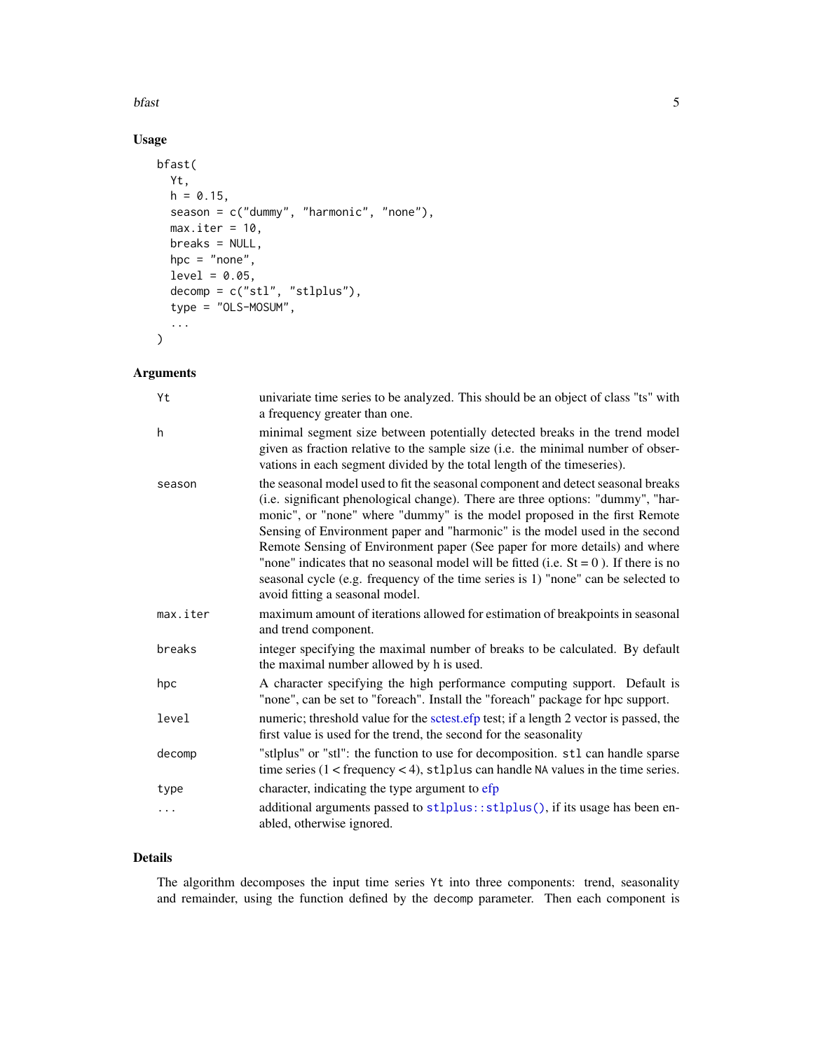## Usage

```
bfast(
  Yt,
  h = 0.15,
  season = c("dummy", "harmonic", "none"),
  max.iter = 10,
  breaks = NULL,
  hpc = "none",
  level = 0.05,
  decomp = c("stl", "stlplus"),
  type = "OLS-MOSUM",
  ...
)
```

## Arguments

| | |
|---|---|
| `Yt` | univariate time series to be analyzed. This should be an object of class "ts" with a frequency greater than one. |
| `h` | minimal segment size between potentially detected breaks in the trend model given as fraction relative to the sample size (i.e. the minimal number of observations in each segment divided by the total length of the timeseries). |
| `season` | the seasonal model used to fit the seasonal component and detect seasonal breaks (i.e. significant phenological change). There are three options: "dummy", "harmonic", or "none" where "dummy" is the model proposed in the first Remote Sensing of Environment paper and "harmonic" is the model used in the second Remote Sensing of Environment paper (See paper for more details) and where "none" indicates that no seasonal model will be fitted (i.e. St = 0 ). If there is no seasonal cycle (e.g. frequency of the time series is 1) "none" can be selected to avoid fitting a seasonal model. |
| `max.iter` | maximum amount of iterations allowed for estimation of breakpoints in seasonal and trend component. |
| `breaks` | integer specifying the maximal number of breaks to be calculated. By default the maximal number allowed by h is used. |
| `hpc` | A character specifying the high performance computing support. Default is "none", can be set to "foreach". Install the "foreach" package for hpc support. |
| `level` | numeric; threshold value for the sctest.efp test; if a length 2 vector is passed, the first value is used for the trend, the second for the seasonality |
| `decomp` | "stlplus" or "stl": the function to use for decomposition. `stl` can handle sparse time series (1 < frequency < 4), `stlplus` can handle `NA` values in the time series. |
| `type` | character, indicating the type argument to efp |
| `...` | additional arguments passed to `stlplus::stlplus()`, if its usage has been enabled, otherwise ignored. |

## Details

The algorithm decomposes the input time series `Yt` into three components: trend, seasonality and remainder, using the function defined by the `decomp` parameter. Then each component is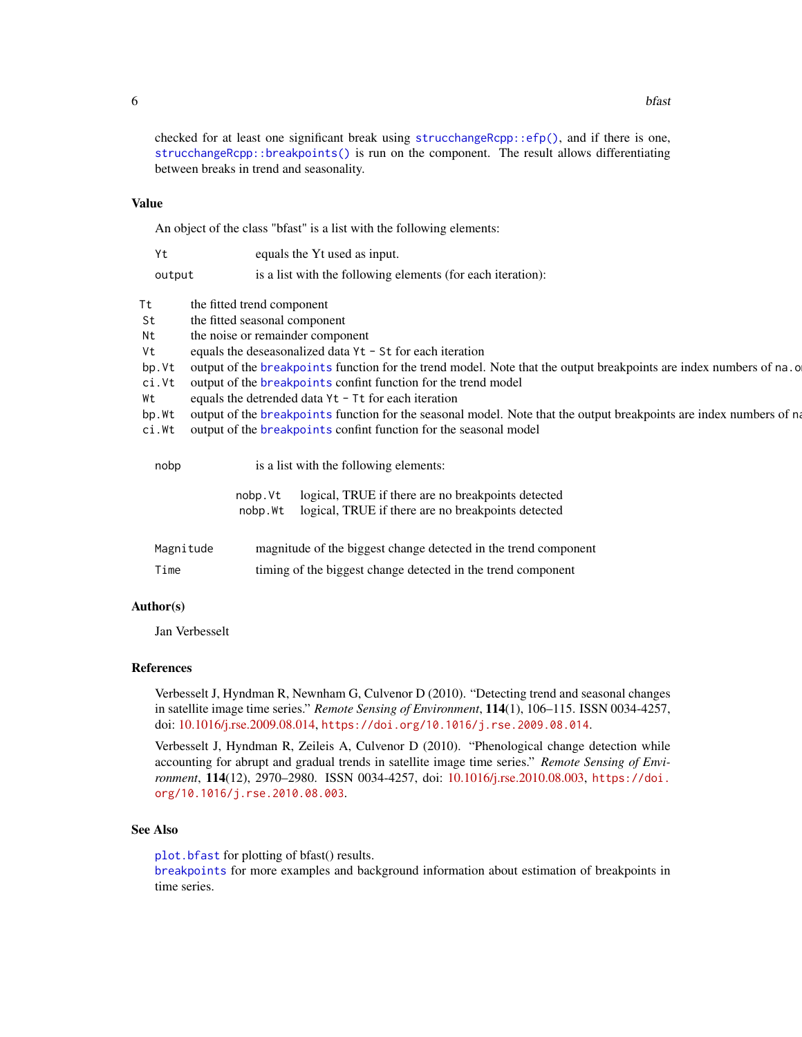checked for at least one significant break using `strucchangeRcpp::efp()`, and if there is one, `strucchangeRcpp::breakpoints()` is run on the component. The result allows differentiating between breaks in trend and seasonality.

## Value

An object of the class "bfast" is a list with the following elements:

`Yt` equals the Yt used as input.

`output` is a list with the following elements (for each iteration):

| | |
|---|---|
| `Tt` | the fitted trend component |
| `St` | the fitted seasonal component |
| `Nt` | the noise or remainder component |
| `Vt` | equals the deseasonalized data `Yt - St` for each iteration |
| `bp.Vt` | output of the `breakpoints` function for the trend model. Note that the output breakpoints are index numbers of `na.o` |
| `ci.Vt` | output of the `breakpoints` confint function for the trend model |
| `Wt` | equals the detrended data `Yt - Tt` for each iteration |
| `bp.Wt` | output of the `breakpoints` function for the seasonal model. Note that the output breakpoints are index numbers of `na` |
| `ci.Wt` | output of the `breakpoints` confint function for the seasonal model |

`nobp` is a list with the following elements:

| | |
|---|---|
| `nobp.Vt` | logical, TRUE if there are no breakpoints detected |
| `nobp.Wt` | logical, TRUE if there are no breakpoints detected |

`Magnitude` magnitude of the biggest change detected in the trend component

`Time` timing of the biggest change detected in the trend component

## Author(s)

Jan Verbesselt

## References

Verbesselt J, Hyndman R, Newnham G, Culvenor D (2010). "Detecting trend and seasonal changes in satellite image time series." *Remote Sensing of Environment*, **114**(1), 106–115. ISSN 0034-4257, doi: 10.1016/j.rse.2009.08.014, https://doi.org/10.1016/j.rse.2009.08.014.

Verbesselt J, Hyndman R, Zeileis A, Culvenor D (2010). "Phenological change detection while accounting for abrupt and gradual trends in satellite image time series." *Remote Sensing of Environment*, **114**(12), 2970–2980. ISSN 0034-4257, doi: 10.1016/j.rse.2010.08.003, https://doi.org/10.1016/j.rse.2010.08.003.

## See Also

`plot.bfast` for plotting of bfast() results.
`breakpoints` for more examples and background information about estimation of breakpoints in time series.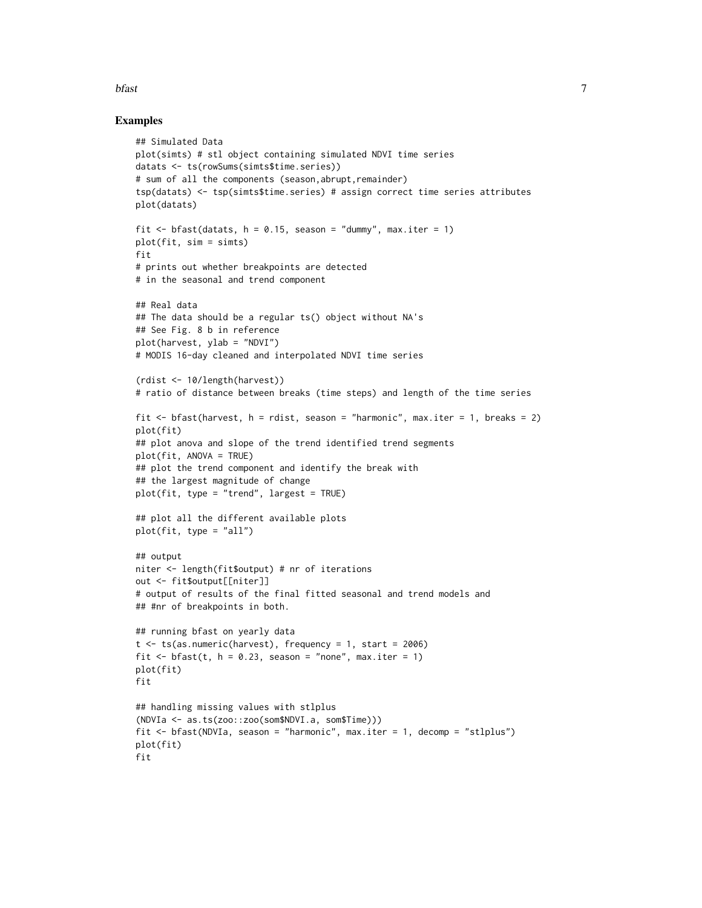## Examples

```
## Simulated Data
plot(simts) # stl object containing simulated NDVI time series
datats <- ts(rowSums(simts$time.series))
# sum of all the components (season,abrupt,remainder)
tsp(datats) <- tsp(simts$time.series) # assign correct time series attributes
plot(datats)

fit <- bfast(datats, h = 0.15, season = "dummy", max.iter = 1)
plot(fit, sim = simts)
fit
# prints out whether breakpoints are detected
# in the seasonal and trend component

## Real data
## The data should be a regular ts() object without NA's
## See Fig. 8 b in reference
plot(harvest, ylab = "NDVI")
# MODIS 16-day cleaned and interpolated NDVI time series

(rdist <- 10/length(harvest))
# ratio of distance between breaks (time steps) and length of the time series

fit <- bfast(harvest, h = rdist, season = "harmonic", max.iter = 1, breaks = 2)
plot(fit)
## plot anova and slope of the trend identified trend segments
plot(fit, ANOVA = TRUE)
## plot the trend component and identify the break with
## the largest magnitude of change
plot(fit, type = "trend", largest = TRUE)

## plot all the different available plots
plot(fit, type = "all")

## output
niter <- length(fit$output) # nr of iterations
out <- fit$output[[niter]]
# output of results of the final fitted seasonal and trend models and
## #nr of breakpoints in both.

## running bfast on yearly data
t <- ts(as.numeric(harvest), frequency = 1, start = 2006)
fit <- bfast(t, h = 0.23, season = "none", max.iter = 1)
plot(fit)
fit

## handling missing values with stlplus
(NDVIa <- as.ts(zoo::zoo(som$NDVI.a, som$Time)))
fit <- bfast(NDVIa, season = "harmonic", max.iter = 1, decomp = "stlplus")
plot(fit)
fit
```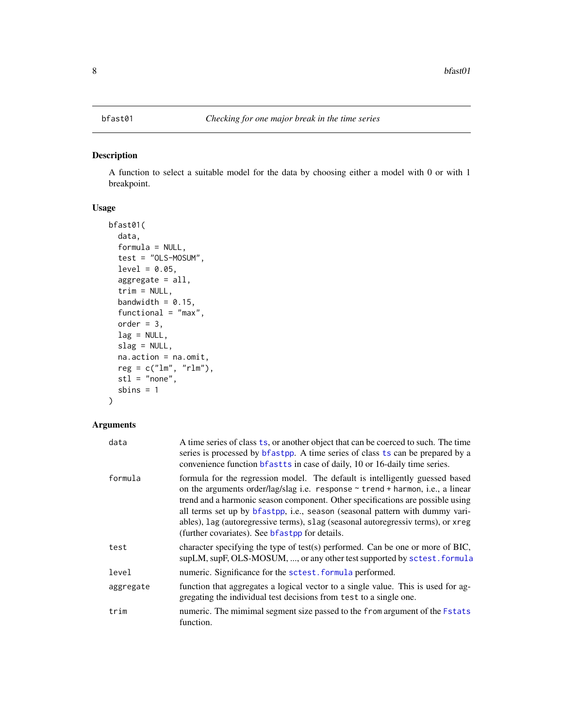# bfast01 — *Checking for one major break in the time series*

## Description

A function to select a suitable model for the data by choosing either a model with 0 or with 1 breakpoint.

## Usage

```
bfast01(
  data,
  formula = NULL,
  test = "OLS-MOSUM",
  level = 0.05,
  aggregate = all,
  trim = NULL,
  bandwidth = 0.15,
  functional = "max",
  order = 3,
  lag = NULL,
  slag = NULL,
  na.action = na.omit,
  reg = c("lm", "rlm"),
  stl = "none",
  sbins = 1
)
```

## Arguments

| Argument | Description |
|---|---|
| `data` | A time series of class `ts`, or another object that can be coerced to such. The time series is processed by `bfastpp`. A time series of class `ts` can be prepared by a convenience function `bfastts` in case of daily, 10 or 16-daily time series. |
| `formula` | formula for the regression model. The default is intelligently guessed based on the arguments order/lag/slag i.e. `response ~ trend + harmon`, i.e., a linear trend and a harmonic season component. Other specifications are possible using all terms set up by `bfastpp`, i.e., `season` (seasonal pattern with dummy variables), `lag` (autoregressive terms), `slag` (seasonal autoregressiv terms), or `xreg` (further covariates). See `bfastpp` for details. |
| `test` | character specifying the type of test(s) performed. Can be one or more of BIC, supLM, supF, OLS-MOSUM, ..., or any other test supported by `sctest.formula` |
| `level` | numeric. Significance for the `sctest.formula` performed. |
| `aggregate` | function that aggregates a logical vector to a single value. This is used for aggregating the individual test decisions from `test` to a single one. |
| `trim` | numeric. The mimimal segment size passed to the `from` argument of the `Fstats` function. |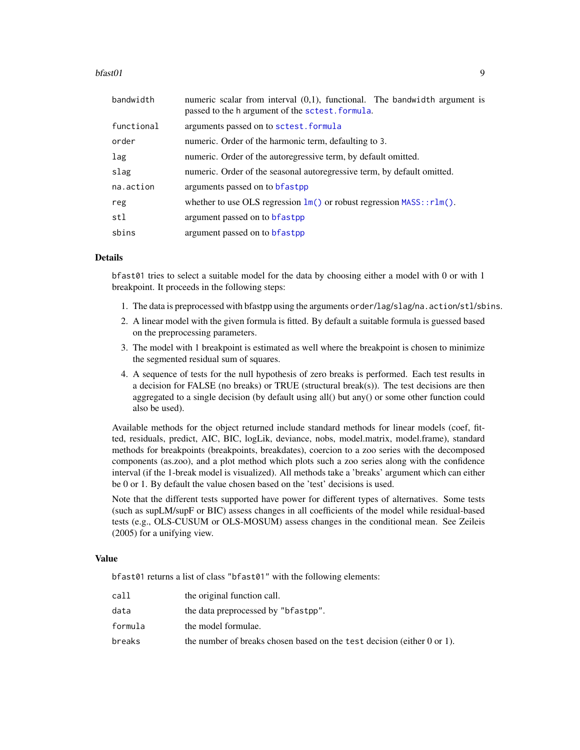| | |
|---|---|
| bandwidth | numeric scalar from interval (0,1), functional. The bandwidth argument is passed to the h argument of the sctest.formula. |
| functional | arguments passed on to sctest.formula |
| order | numeric. Order of the harmonic term, defaulting to 3. |
| lag | numeric. Order of the autoregressive term, by default omitted. |
| slag | numeric. Order of the seasonal autoregressive term, by default omitted. |
| na.action | arguments passed on to bfastpp |
| reg | whether to use OLS regression lm() or robust regression MASS::rlm(). |
| stl | argument passed on to bfastpp |
| sbins | argument passed on to bfastpp |

### Details

bfast01 tries to select a suitable model for the data by choosing either a model with 0 or with 1 breakpoint. It proceeds in the following steps:

1. The data is preprocessed with bfastpp using the arguments order/lag/slag/na.action/stl/sbins.
2. A linear model with the given formula is fitted. By default a suitable formula is guessed based on the preprocessing parameters.
3. The model with 1 breakpoint is estimated as well where the breakpoint is chosen to minimize the segmented residual sum of squares.
4. A sequence of tests for the null hypothesis of zero breaks is performed. Each test results in a decision for FALSE (no breaks) or TRUE (structural break(s)). The test decisions are then aggregated to a single decision (by default using all() but any() or some other function could also be used).

Available methods for the object returned include standard methods for linear models (coef, fitted, residuals, predict, AIC, BIC, logLik, deviance, nobs, model.matrix, model.frame), standard methods for breakpoints (breakpoints, breakdates), coercion to a zoo series with the decomposed components (as.zoo), and a plot method which plots such a zoo series along with the confidence interval (if the 1-break model is visualized). All methods take a 'breaks' argument which can either be 0 or 1. By default the value chosen based on the 'test' decisions is used.

Note that the different tests supported have power for different types of alternatives. Some tests (such as supLM/supF or BIC) assess changes in all coefficients of the model while residual-based tests (e.g., OLS-CUSUM or OLS-MOSUM) assess changes in the conditional mean. See Zeileis (2005) for a unifying view.

### Value

bfast01 returns a list of class "bfast01" with the following elements:

| | |
|---|---|
| call | the original function call. |
| data | the data preprocessed by "bfastpp". |
| formula | the model formulae. |
| breaks | the number of breaks chosen based on the test decision (either 0 or 1). |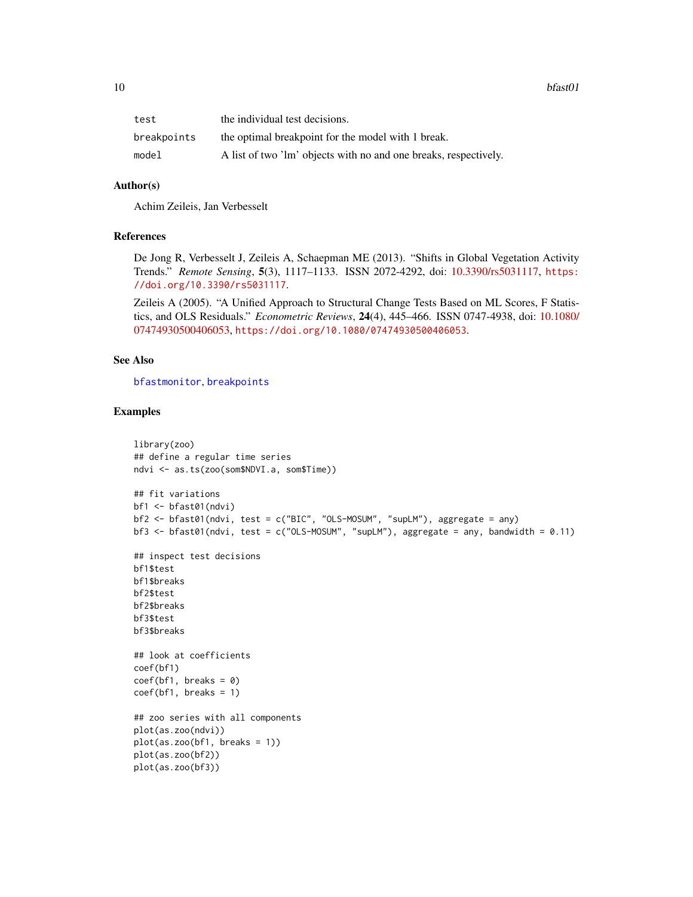| | |
|---|---|
| test | the individual test decisions. |
| breakpoints | the optimal breakpoint for the model with 1 break. |
| model | A list of two 'lm' objects with no and one breaks, respectively. |

## Author(s)

Achim Zeileis, Jan Verbesselt

## References

De Jong R, Verbesselt J, Zeileis A, Schaepman ME (2013). "Shifts in Global Vegetation Activity Trends." *Remote Sensing*, **5**(3), 1117–1133. ISSN 2072-4292, doi: 10.3390/rs5031117, https://doi.org/10.3390/rs5031117.

Zeileis A (2005). "A Unified Approach to Structural Change Tests Based on ML Scores, F Statistics, and OLS Residuals." *Econometric Reviews*, **24**(4), 445–466. ISSN 0747-4938, doi: 10.1080/07474930500406053, https://doi.org/10.1080/07474930500406053.

## See Also

bfastmonitor, breakpoints

## Examples

```
library(zoo)
## define a regular time series
ndvi <- as.ts(zoo(som$NDVI.a, som$Time))

## fit variations
bf1 <- bfast01(ndvi)
bf2 <- bfast01(ndvi, test = c("BIC", "OLS-MOSUM", "supLM"), aggregate = any)
bf3 <- bfast01(ndvi, test = c("OLS-MOSUM", "supLM"), aggregate = any, bandwidth = 0.11)

## inspect test decisions
bf1$test
bf1$breaks
bf2$test
bf2$breaks
bf3$test
bf3$breaks

## look at coefficients
coef(bf1)
coef(bf1, breaks = 0)
coef(bf1, breaks = 1)

## zoo series with all components
plot(as.zoo(ndvi))
plot(as.zoo(bf1, breaks = 1))
plot(as.zoo(bf2))
plot(as.zoo(bf3))
```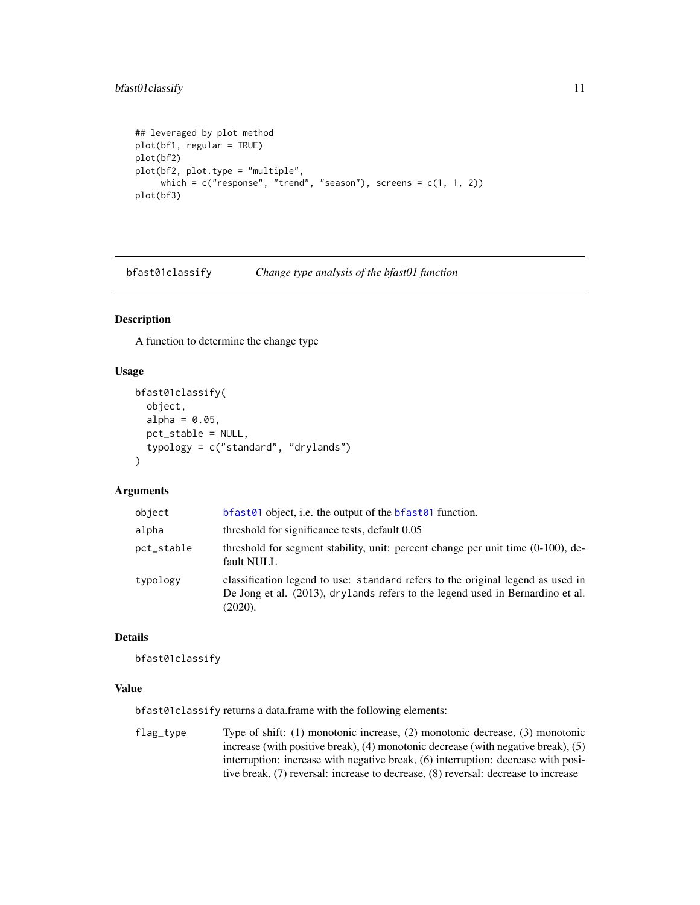```
## leveraged by plot method
plot(bf1, regular = TRUE)
plot(bf2)
plot(bf2, plot.type = "multiple",
     which = c("response", "trend", "season"), screens = c(1, 1, 2))
plot(bf3)
```

## bfast01classify — *Change type analysis of the bfast01 function*

### Description

A function to determine the change type

### Usage

```
bfast01classify(
  object,
  alpha = 0.05,
  pct_stable = NULL,
  typology = c("standard", "drylands")
)
```

### Arguments

| | |
|---|---|
| object | bfast01 object, i.e. the output of the bfast01 function. |
| alpha | threshold for significance tests, default 0.05 |
| pct_stable | threshold for segment stability, unit: percent change per unit time (0-100), default NULL |
| typology | classification legend to use: standard refers to the original legend as used in De Jong et al. (2013), drylands refers to the legend used in Bernardino et al. (2020). |

### Details

bfast01classify

### Value

bfast01classify returns a data.frame with the following elements:

| | |
|---|---|
| flag_type | Type of shift: (1) monotonic increase, (2) monotonic decrease, (3) monotonic increase (with positive break), (4) monotonic decrease (with negative break), (5) interruption: increase with negative break, (6) interruption: decrease with positive break, (7) reversal: increase to decrease, (8) reversal: decrease to increase |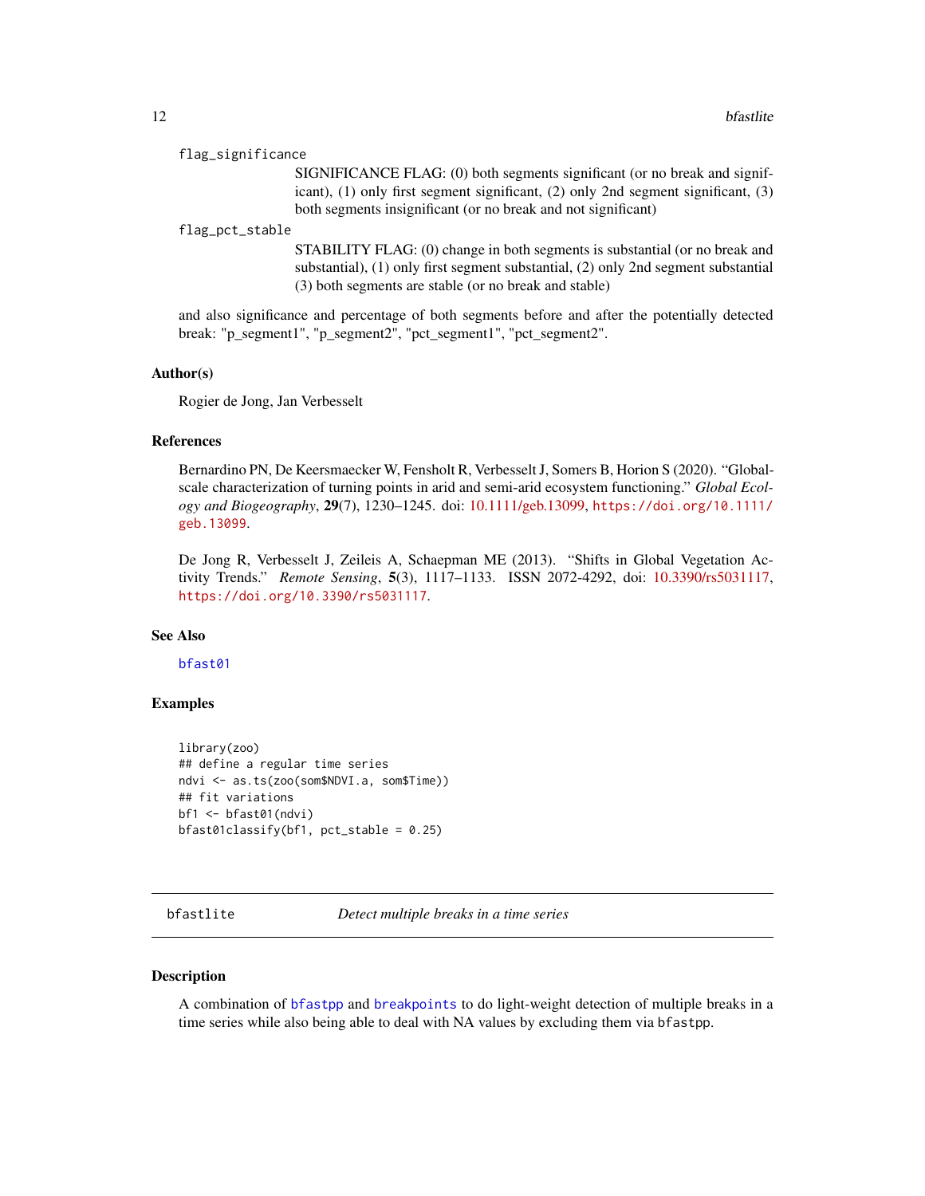flag_significance

SIGNIFICANCE FLAG: (0) both segments significant (or no break and significant), (1) only first segment significant, (2) only 2nd segment significant, (3) both segments insignificant (or no break and not significant)

flag_pct_stable

STABILITY FLAG: (0) change in both segments is substantial (or no break and substantial), (1) only first segment substantial, (2) only 2nd segment substantial (3) both segments are stable (or no break and stable)

and also significance and percentage of both segments before and after the potentially detected break: "p_segment1", "p_segment2", "pct_segment1", "pct_segment2".

### Author(s)

Rogier de Jong, Jan Verbesselt

### References

Bernardino PN, De Keersmaecker W, Fensholt R, Verbesselt J, Somers B, Horion S (2020). "Global-scale characterization of turning points in arid and semi-arid ecosystem functioning." *Global Ecology and Biogeography*, **29**(7), 1230–1245. doi: 10.1111/geb.13099, https://doi.org/10.1111/geb.13099.

De Jong R, Verbesselt J, Zeileis A, Schaepman ME (2013). "Shifts in Global Vegetation Activity Trends." *Remote Sensing*, **5**(3), 1117–1133. ISSN 2072-4292, doi: 10.3390/rs5031117, https://doi.org/10.3390/rs5031117.

### See Also

bfast01

### Examples

```
library(zoo)
## define a regular time series
ndvi <- as.ts(zoo(som$NDVI.a, som$Time))
## fit variations
bf1 <- bfast01(ndvi)
bfast01classify(bf1, pct_stable = 0.25)
```

---

## bfastlite — *Detect multiple breaks in a time series*

### Description

A combination of bfastpp and breakpoints to do light-weight detection of multiple breaks in a time series while also being able to deal with NA values by excluding them via bfastpp.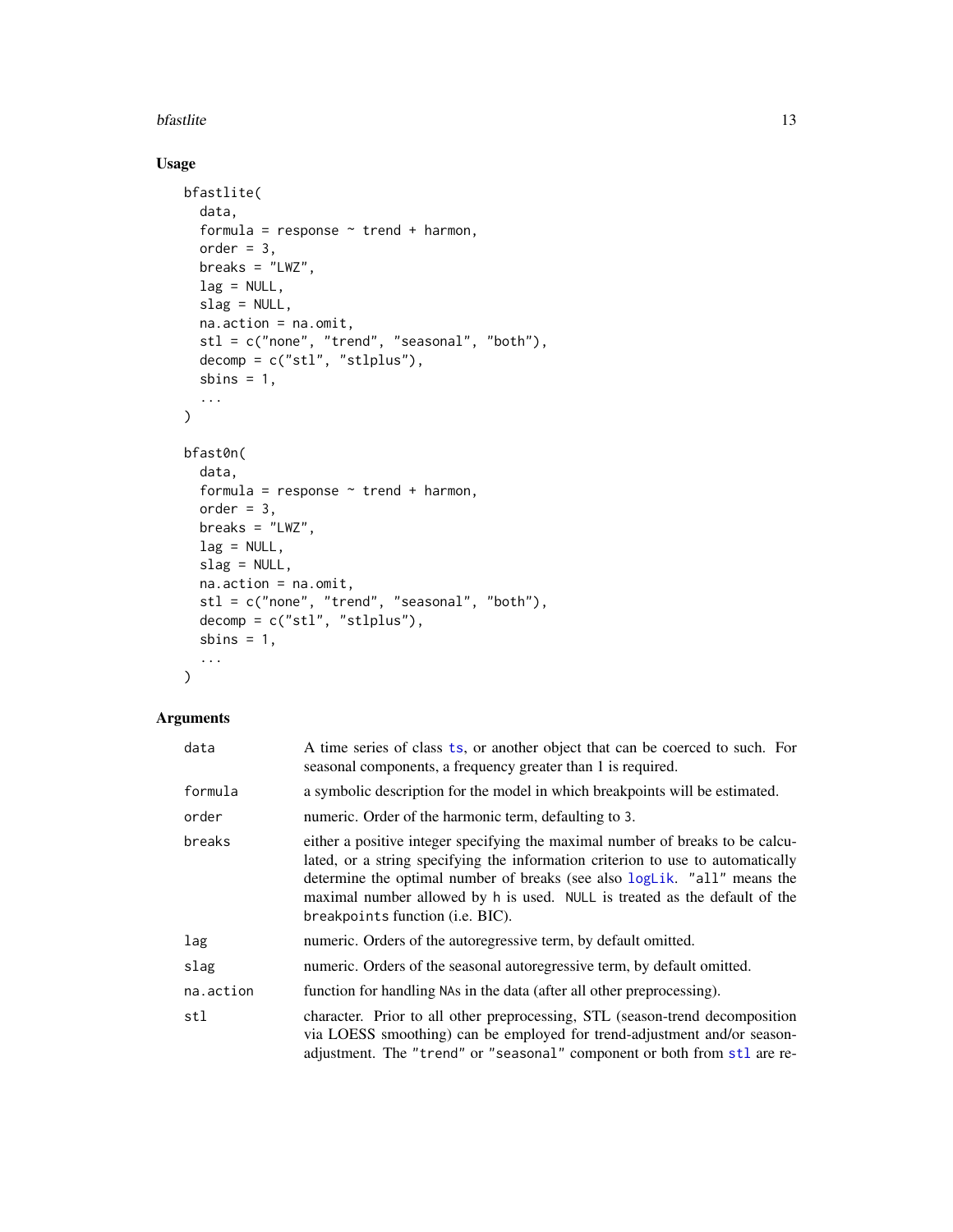## Usage

```
bfastlite(
  data,
  formula = response ~ trend + harmon,
  order = 3,
  breaks = "LWZ",
  lag = NULL,
  slag = NULL,
  na.action = na.omit,
  stl = c("none", "trend", "seasonal", "both"),
  decomp = c("stl", "stlplus"),
  sbins = 1,
  ...
)

bfast0n(
  data,
  formula = response ~ trend + harmon,
  order = 3,
  breaks = "LWZ",
  lag = NULL,
  slag = NULL,
  na.action = na.omit,
  stl = c("none", "trend", "seasonal", "both"),
  decomp = c("stl", "stlplus"),
  sbins = 1,
  ...
)
```

## Arguments

| | |
|---|---|
| data | A time series of class ts, or another object that can be coerced to such. For seasonal components, a frequency greater than 1 is required. |
| formula | a symbolic description for the model in which breakpoints will be estimated. |
| order | numeric. Order of the harmonic term, defaulting to 3. |
| breaks | either a positive integer specifying the maximal number of breaks to be calculated, or a string specifying the information criterion to use to automatically determine the optimal number of breaks (see also logLik. "all" means the maximal number allowed by h is used. NULL is treated as the default of the breakpoints function (i.e. BIC). |
| lag | numeric. Orders of the autoregressive term, by default omitted. |
| slag | numeric. Orders of the seasonal autoregressive term, by default omitted. |
| na.action | function for handling NAs in the data (after all other preprocessing). |
| stl | character. Prior to all other preprocessing, STL (season-trend decomposition via LOESS smoothing) can be employed for trend-adjustment and/or season-adjustment. The "trend" or "seasonal" component or both from stl are re- |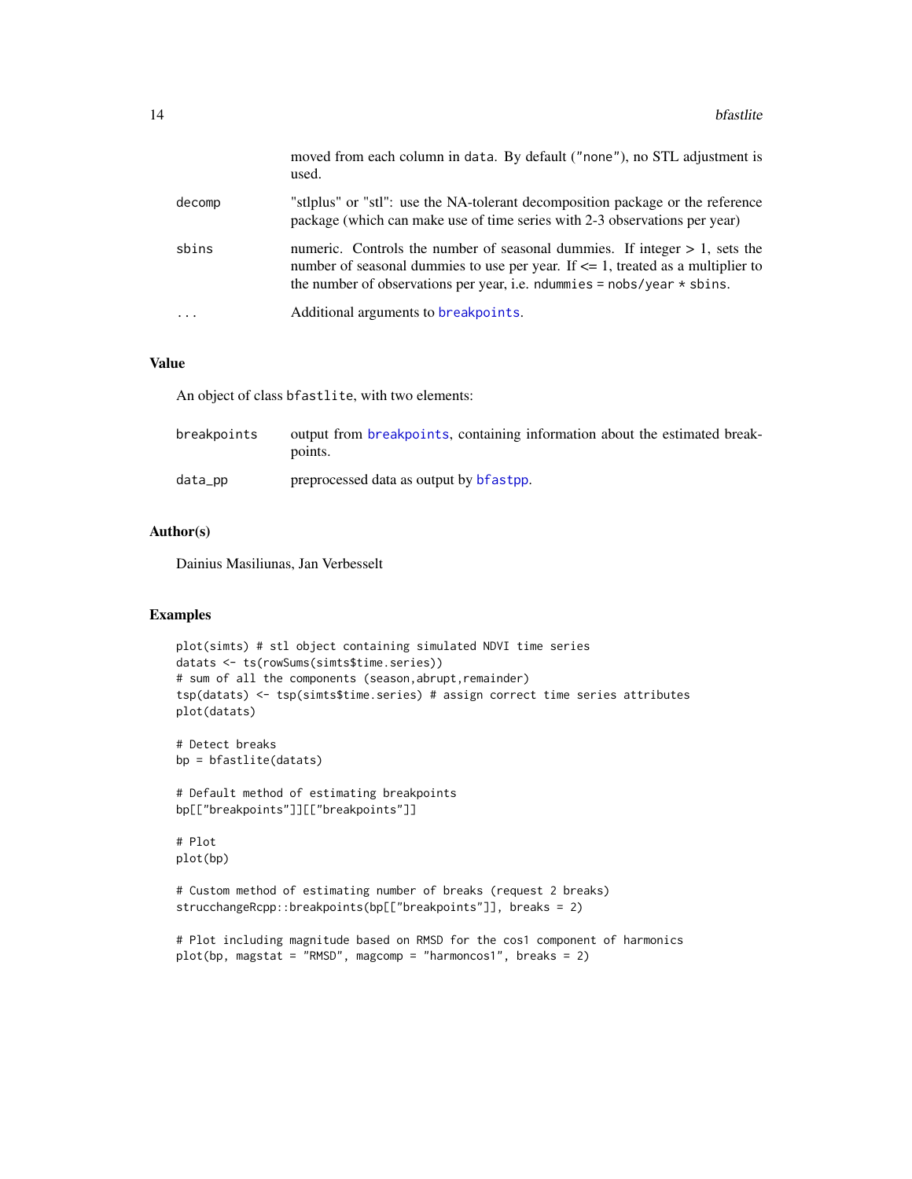| | |
|---|---|
| | moved from each column in `data`. By default ("none"), no STL adjustment is used. |
| `decomp` | "stlplus" or "stl": use the NA-tolerant decomposition package or the reference package (which can make use of time series with 2-3 observations per year) |
| `sbins` | numeric. Controls the number of seasonal dummies. If integer > 1, sets the number of seasonal dummies to use per year. If <= 1, treated as a multiplier to the number of observations per year, i.e. `ndummies = nobs/year * sbins`. |
| `...` | Additional arguments to `breakpoints`. |

## Value

An object of class `bfastlite`, with two elements:

| | |
|---|---|
| `breakpoints` | output from `breakpoints`, containing information about the estimated breakpoints. |
| `data_pp` | preprocessed data as output by `bfastpp`. |

## Author(s)

Dainius Masiliunas, Jan Verbesselt

## Examples

```
plot(simts) # stl object containing simulated NDVI time series
datats <- ts(rowSums(simts$time.series))
# sum of all the components (season,abrupt,remainder)
tsp(datats) <- tsp(simts$time.series) # assign correct time series attributes
plot(datats)

# Detect breaks
bp = bfastlite(datats)

# Default method of estimating breakpoints
bp[["breakpoints"]][["breakpoints"]]

# Plot
plot(bp)

# Custom method of estimating number of breaks (request 2 breaks)
strucchangeRcpp::breakpoints(bp[["breakpoints"]], breaks = 2)

# Plot including magnitude based on RMSD for the cos1 component of harmonics
plot(bp, magstat = "RMSD", magcomp = "harmoncos1", breaks = 2)
```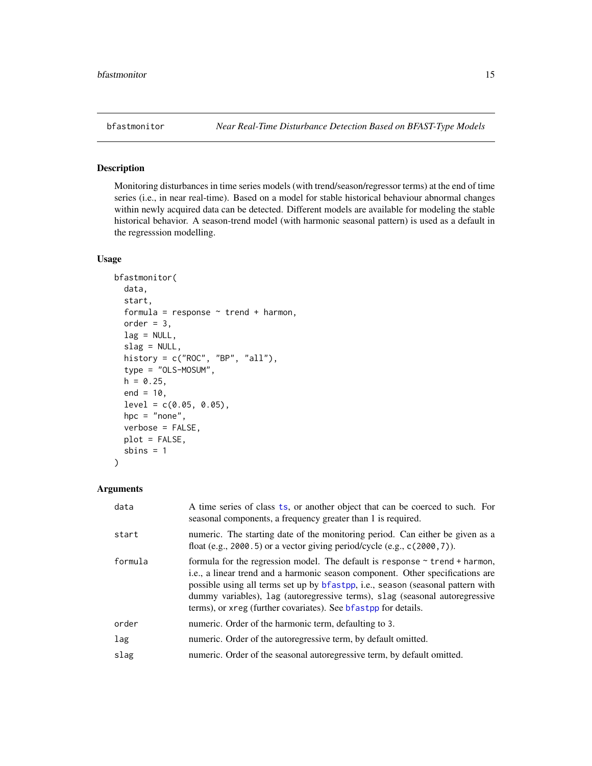## bfastmonitor — *Near Real-Time Disturbance Detection Based on BFAST-Type Models*

### Description

Monitoring disturbances in time series models (with trend/season/regressor terms) at the end of time series (i.e., in near real-time). Based on a model for stable historical behaviour abnormal changes within newly acquired data can be detected. Different models are available for modeling the stable historical behavior. A season-trend model (with harmonic seasonal pattern) is used as a default in the regresssion modelling.

### Usage

```
bfastmonitor(
  data,
  start,
  formula = response ~ trend + harmon,
  order = 3,
  lag = NULL,
  slag = NULL,
  history = c("ROC", "BP", "all"),
  type = "OLS-MOSUM",
  h = 0.25,
  end = 10,
  level = c(0.05, 0.05),
  hpc = "none",
  verbose = FALSE,
  plot = FALSE,
  sbins = 1
)
```

### Arguments

| Argument | Description |
|---|---|
| `data` | A time series of class `ts`, or another object that can be coerced to such. For seasonal components, a frequency greater than 1 is required. |
| `start` | numeric. The starting date of the monitoring period. Can either be given as a float (e.g., `2000.5`) or a vector giving period/cycle (e.g., `c(2000,7)`). |
| `formula` | formula for the regression model. The default is `response ~ trend + harmon`, i.e., a linear trend and a harmonic season component. Other specifications are possible using all terms set up by `bfastpp`, i.e., `season` (seasonal pattern with dummy variables), `lag` (autoregressive terms), `slag` (seasonal autoregressive terms), or `xreg` (further covariates). See `bfastpp` for details. |
| `order` | numeric. Order of the harmonic term, defaulting to `3`. |
| `lag` | numeric. Order of the autoregressive term, by default omitted. |
| `slag` | numeric. Order of the seasonal autoregressive term, by default omitted. |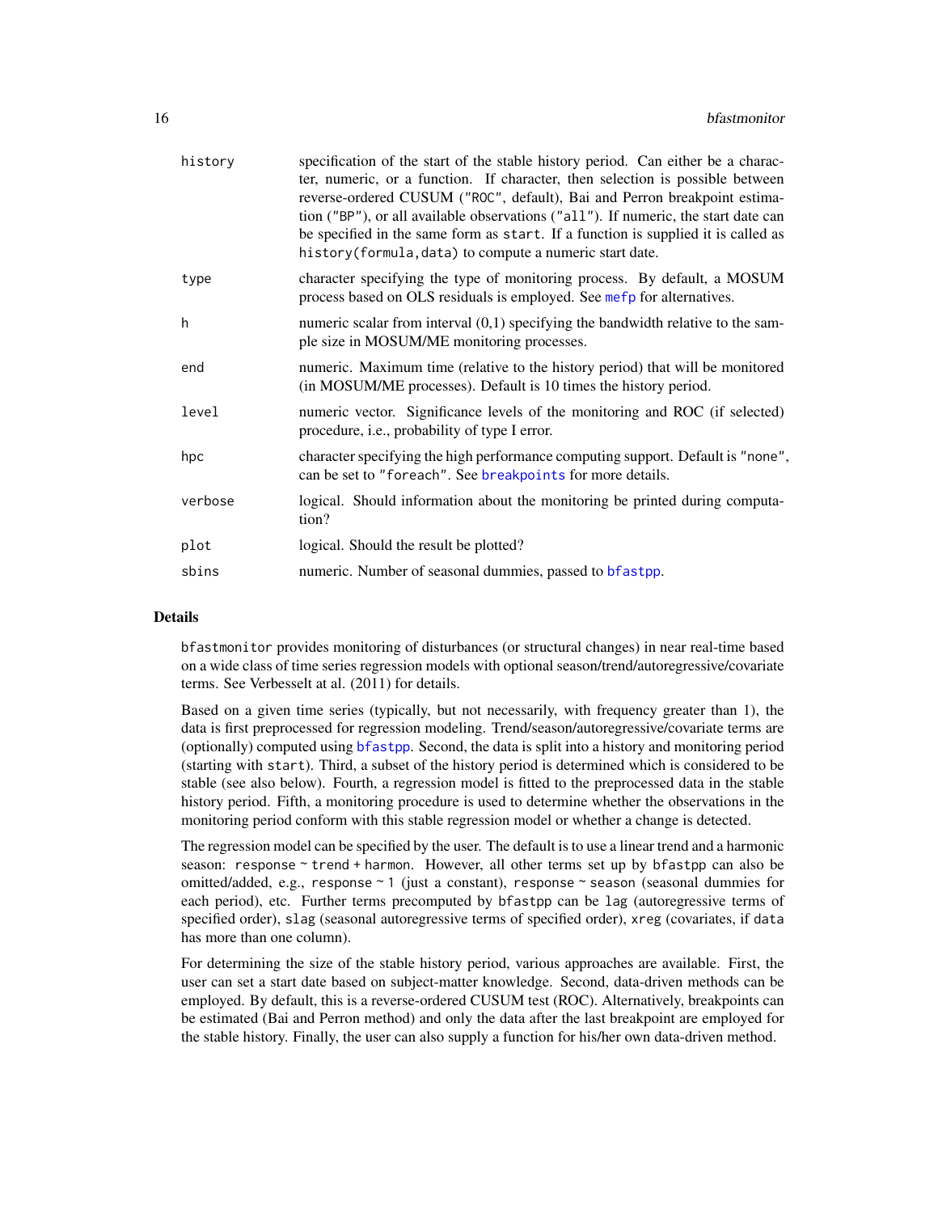| | |
|---|---|
| history | specification of the start of the stable history period. Can either be a character, numeric, or a function. If character, then selection is possible between reverse-ordered CUSUM ("ROC", default), Bai and Perron breakpoint estimation ("BP"), or all available observations ("all"). If numeric, the start date can be specified in the same form as start. If a function is supplied it is called as history(formula,data) to compute a numeric start date. |
| type | character specifying the type of monitoring process. By default, a MOSUM process based on OLS residuals is employed. See mefp for alternatives. |
| h | numeric scalar from interval (0,1) specifying the bandwidth relative to the sample size in MOSUM/ME monitoring processes. |
| end | numeric. Maximum time (relative to the history period) that will be monitored (in MOSUM/ME processes). Default is 10 times the history period. |
| level | numeric vector. Significance levels of the monitoring and ROC (if selected) procedure, i.e., probability of type I error. |
| hpc | character specifying the high performance computing support. Default is "none", can be set to "foreach". See breakpoints for more details. |
| verbose | logical. Should information about the monitoring be printed during computation? |
| plot | logical. Should the result be plotted? |
| sbins | numeric. Number of seasonal dummies, passed to bfastpp. |

## Details

bfastmonitor provides monitoring of disturbances (or structural changes) in near real-time based on a wide class of time series regression models with optional season/trend/autoregressive/covariate terms. See Verbesselt at al. (2011) for details.

Based on a given time series (typically, but not necessarily, with frequency greater than 1), the data is first preprocessed for regression modeling. Trend/season/autoregressive/covariate terms are (optionally) computed using bfastpp. Second, the data is split into a history and monitoring period (starting with start). Third, a subset of the history period is determined which is considered to be stable (see also below). Fourth, a regression model is fitted to the preprocessed data in the stable history period. Fifth, a monitoring procedure is used to determine whether the observations in the monitoring period conform with this stable regression model or whether a change is detected.

The regression model can be specified by the user. The default is to use a linear trend and a harmonic season: response ~ trend + harmon. However, all other terms set up by bfastpp can also be omitted/added, e.g., response ~ 1 (just a constant), response ~ season (seasonal dummies for each period), etc. Further terms precomputed by bfastpp can be lag (autoregressive terms of specified order), slag (seasonal autoregressive terms of specified order), xreg (covariates, if data has more than one column).

For determining the size of the stable history period, various approaches are available. First, the user can set a start date based on subject-matter knowledge. Second, data-driven methods can be employed. By default, this is a reverse-ordered CUSUM test (ROC). Alternatively, breakpoints can be estimated (Bai and Perron method) and only the data after the last breakpoint are employed for the stable history. Finally, the user can also supply a function for his/her own data-driven method.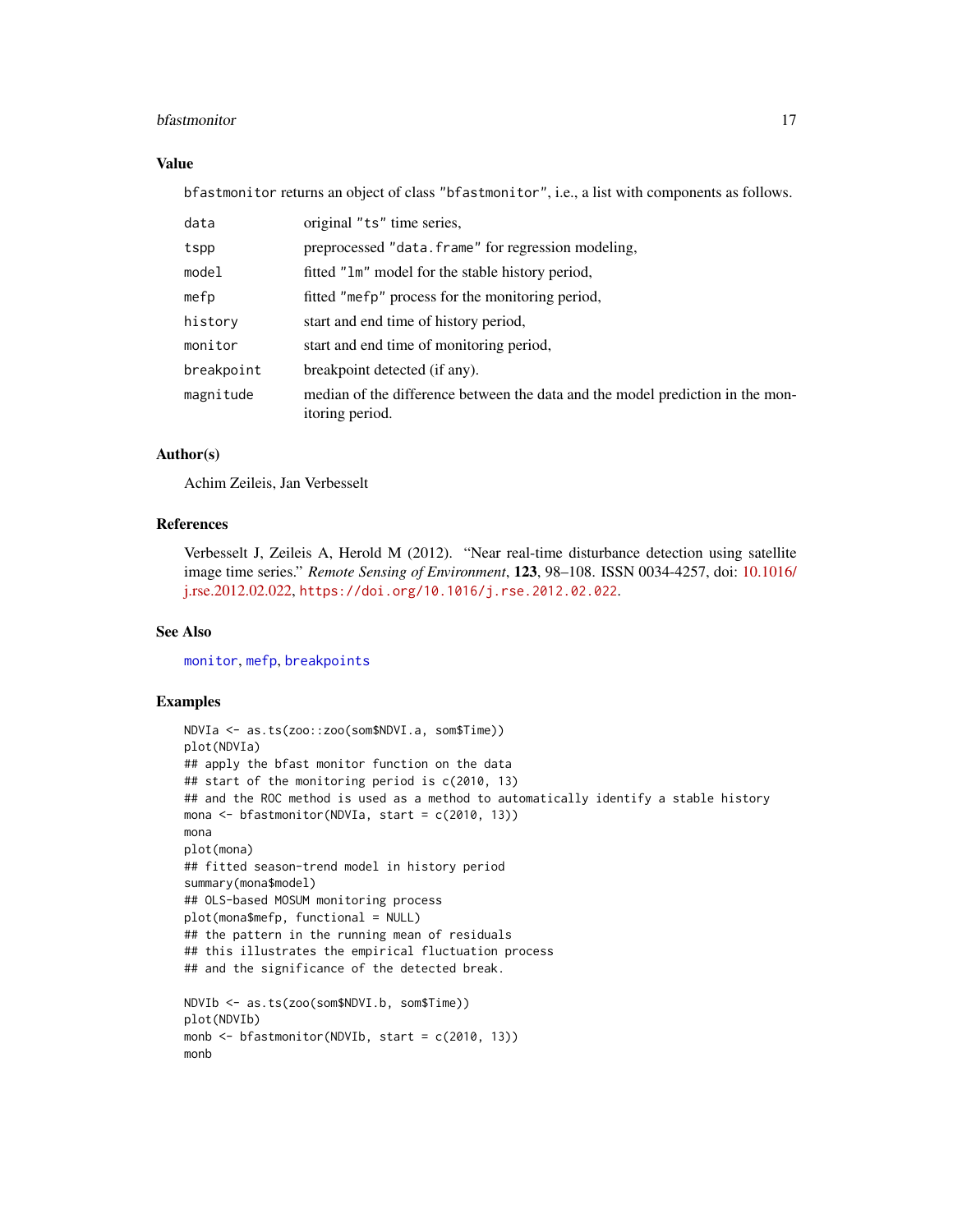## Value

`bfastmonitor` returns an object of class `"bfastmonitor"`, i.e., a list with components as follows.

| | |
|---|---|
| `data` | original `"ts"` time series, |
| `tspp` | preprocessed `"data.frame"` for regression modeling, |
| `model` | fitted `"lm"` model for the stable history period, |
| `mefp` | fitted `"mefp"` process for the monitoring period, |
| `history` | start and end time of history period, |
| `monitor` | start and end time of monitoring period, |
| `breakpoint` | breakpoint detected (if any). |
| `magnitude` | median of the difference between the data and the model prediction in the monitoring period. |

## Author(s)

Achim Zeileis, Jan Verbesselt

## References

Verbesselt J, Zeileis A, Herold M (2012). "Near real-time disturbance detection using satellite image time series." *Remote Sensing of Environment*, **123**, 98–108. ISSN 0034-4257, doi: 10.1016/j.rse.2012.02.022, `https://doi.org/10.1016/j.rse.2012.02.022`.

## See Also

`monitor`, `mefp`, `breakpoints`

## Examples

```
NDVIa <- as.ts(zoo::zoo(som$NDVI.a, som$Time))
plot(NDVIa)
## apply the bfast monitor function on the data
## start of the monitoring period is c(2010, 13)
## and the ROC method is used as a method to automatically identify a stable history
mona <- bfastmonitor(NDVIa, start = c(2010, 13))
mona
plot(mona)
## fitted season-trend model in history period
summary(mona$model)
## OLS-based MOSUM monitoring process
plot(mona$mefp, functional = NULL)
## the pattern in the running mean of residuals
## this illustrates the empirical fluctuation process
## and the significance of the detected break.

NDVIb <- as.ts(zoo(som$NDVI.b, som$Time))
plot(NDVIb)
monb <- bfastmonitor(NDVIb, start = c(2010, 13))
monb
```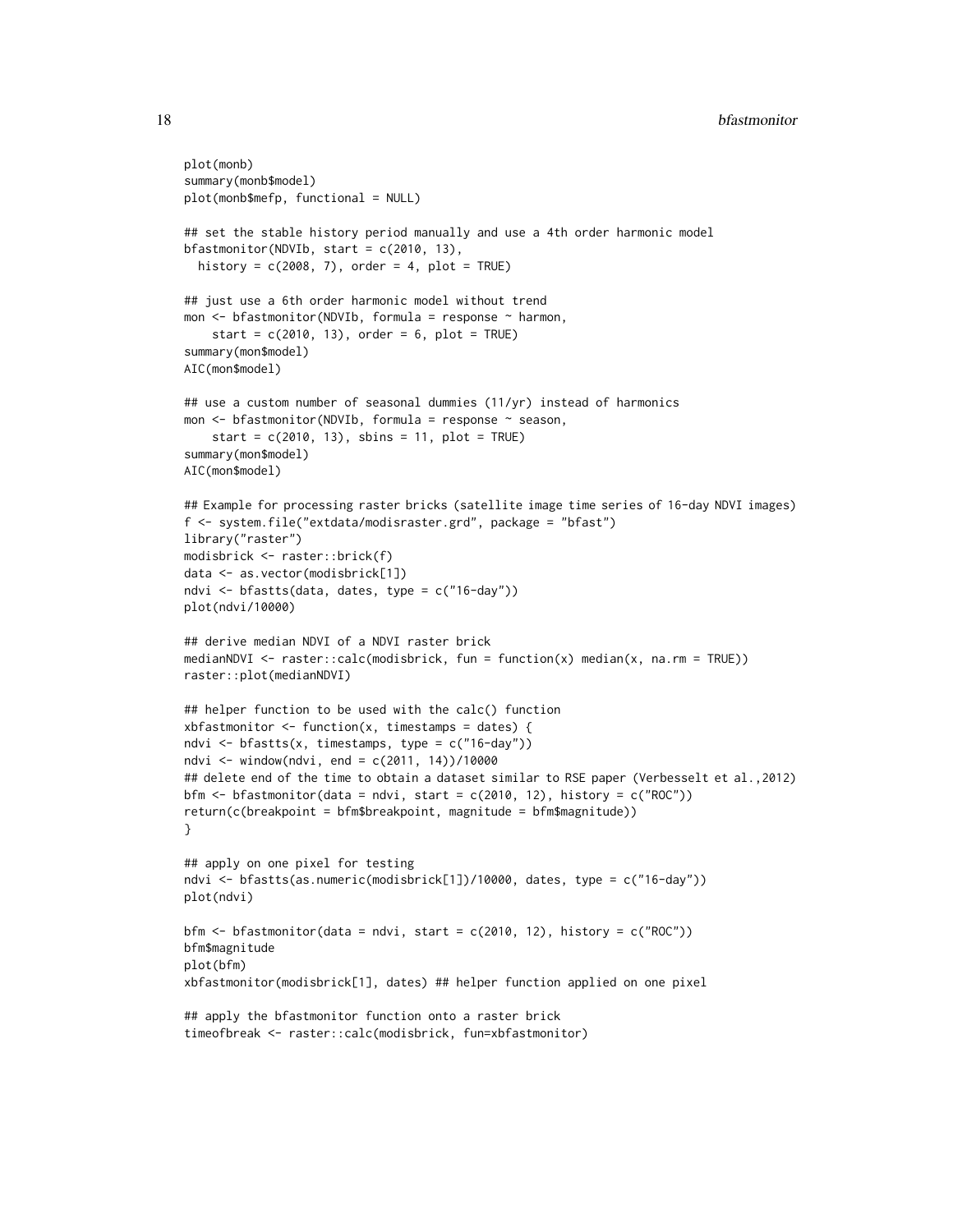```
plot(monb)
summary(monb$model)
plot(monb$mefp, functional = NULL)

## set the stable history period manually and use a 4th order harmonic model
bfastmonitor(NDVIb, start = c(2010, 13),
  history = c(2008, 7), order = 4, plot = TRUE)

## just use a 6th order harmonic model without trend
mon <- bfastmonitor(NDVIb, formula = response ~ harmon,
    start = c(2010, 13), order = 6, plot = TRUE)
summary(mon$model)
AIC(mon$model)

## use a custom number of seasonal dummies (11/yr) instead of harmonics
mon <- bfastmonitor(NDVIb, formula = response ~ season,
    start = c(2010, 13), sbins = 11, plot = TRUE)
summary(mon$model)
AIC(mon$model)

## Example for processing raster bricks (satellite image time series of 16-day NDVI images)
f <- system.file("extdata/modisraster.grd", package = "bfast")
library("raster")
modisbrick <- raster::brick(f)
data <- as.vector(modisbrick[1])
ndvi <- bfastts(data, dates, type = c("16-day"))
plot(ndvi/10000)

## derive median NDVI of a NDVI raster brick
medianNDVI <- raster::calc(modisbrick, fun = function(x) median(x, na.rm = TRUE))
raster::plot(medianNDVI)

## helper function to be used with the calc() function
xbfastmonitor <- function(x, timestamps = dates) {
ndvi <- bfastts(x, timestamps, type = c("16-day"))
ndvi <- window(ndvi, end = c(2011, 14))/10000
## delete end of the time to obtain a dataset similar to RSE paper (Verbesselt et al.,2012)
bfm <- bfastmonitor(data = ndvi, start = c(2010, 12), history = c("ROC"))
return(c(breakpoint = bfm$breakpoint, magnitude = bfm$magnitude))
}

## apply on one pixel for testing
ndvi <- bfastts(as.numeric(modisbrick[1])/10000, dates, type = c("16-day"))
plot(ndvi)

bfm <- bfastmonitor(data = ndvi, start = c(2010, 12), history = c("ROC"))
bfm$magnitude
plot(bfm)
xbfastmonitor(modisbrick[1], dates) ## helper function applied on one pixel

## apply the bfastmonitor function onto a raster brick
timeofbreak <- raster::calc(modisbrick, fun=xbfastmonitor)
```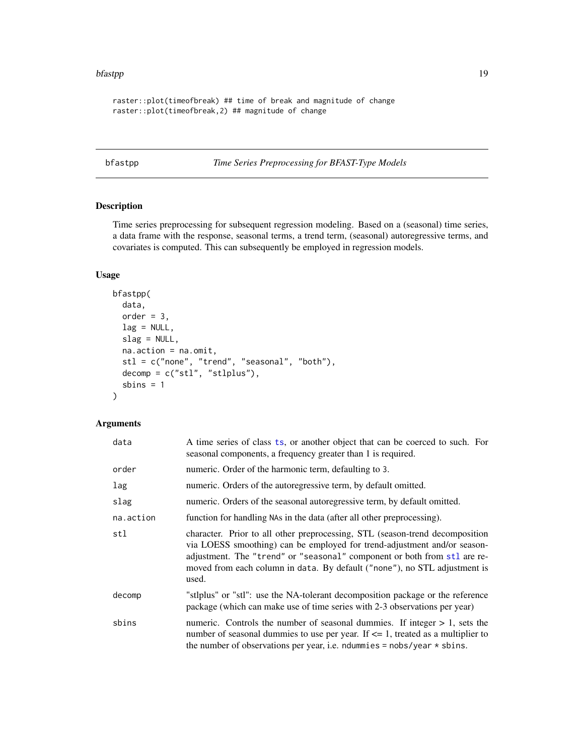```
raster::plot(timeofbreak) ## time of break and magnitude of change
raster::plot(timeofbreak,2) ## magnitude of change
```

---

## bfastpp — *Time Series Preprocessing for BFAST-Type Models*

---

### Description

Time series preprocessing for subsequent regression modeling. Based on a (seasonal) time series, a data frame with the response, seasonal terms, a trend term, (seasonal) autoregressive terms, and covariates is computed. This can subsequently be employed in regression models.

### Usage

```
bfastpp(
  data,
  order = 3,
  lag = NULL,
  slag = NULL,
  na.action = na.omit,
  stl = c("none", "trend", "seasonal", "both"),
  decomp = c("stl", "stlplus"),
  sbins = 1
)
```

### Arguments

| | |
|---|---|
| `data` | A time series of class `ts`, or another object that can be coerced to such. For seasonal components, a frequency greater than 1 is required. |
| `order` | numeric. Order of the harmonic term, defaulting to `3`. |
| `lag` | numeric. Orders of the autoregressive term, by default omitted. |
| `slag` | numeric. Orders of the seasonal autoregressive term, by default omitted. |
| `na.action` | function for handling `NA`s in the data (after all other preprocessing). |
| `stl` | character. Prior to all other preprocessing, STL (season-trend decomposition via LOESS smoothing) can be employed for trend-adjustment and/or season-adjustment. The `"trend"` or `"seasonal"` component or both from `stl` are removed from each column in `data`. By default (`"none"`), no STL adjustment is used. |
| `decomp` | "stlplus" or "stl": use the NA-tolerant decomposition package or the reference package (which can make use of time series with 2-3 observations per year) |
| `sbins` | numeric. Controls the number of seasonal dummies. If integer > 1, sets the number of seasonal dummies to use per year. If <= 1, treated as a multiplier to the number of observations per year, i.e. `ndummies = nobs/year * sbins`. |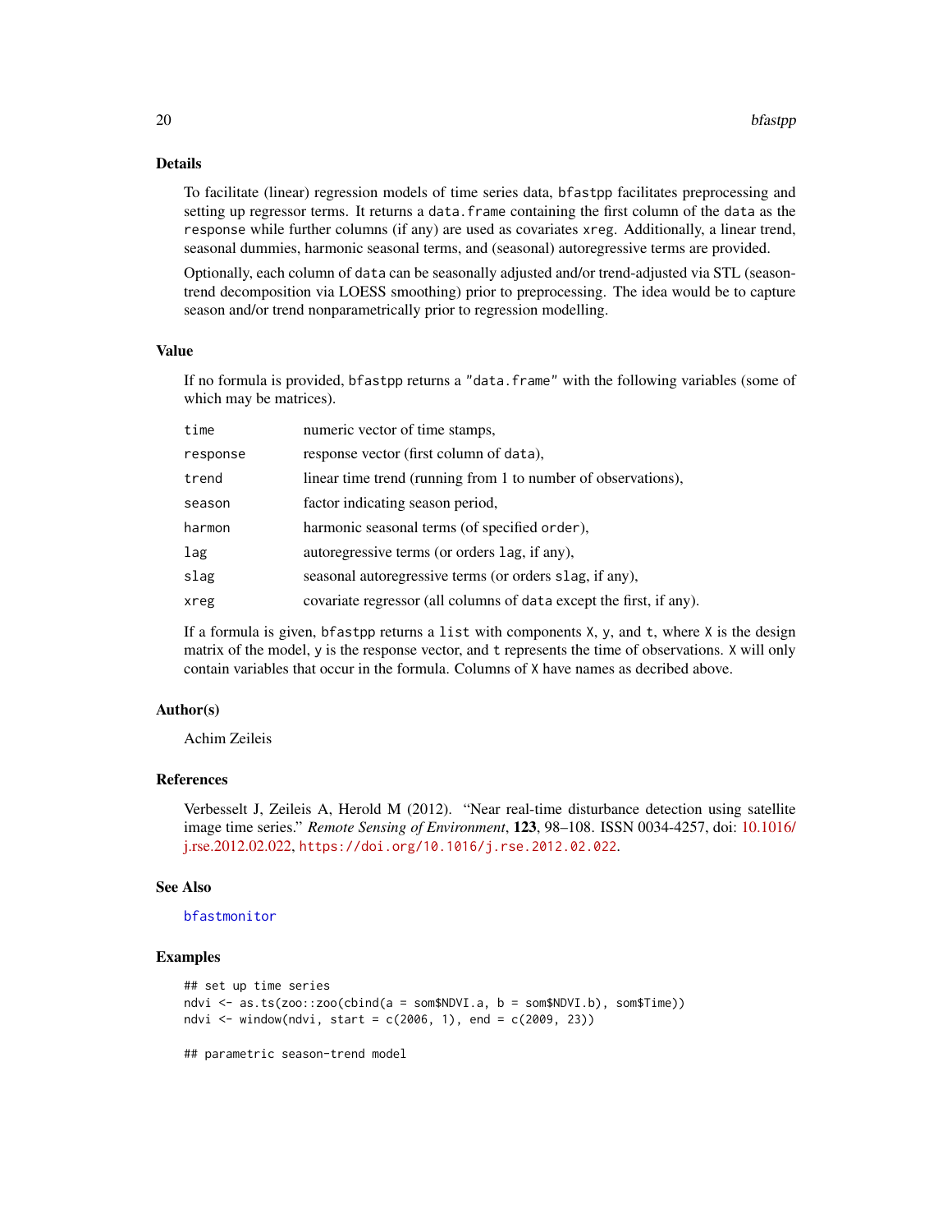## Details

To facilitate (linear) regression models of time series data, `bfastpp` facilitates preprocessing and setting up regressor terms. It returns a `data.frame` containing the first column of the `data` as the `response` while further columns (if any) are used as covariates `xreg`. Additionally, a linear trend, seasonal dummies, harmonic seasonal terms, and (seasonal) autoregressive terms are provided.

Optionally, each column of `data` can be seasonally adjusted and/or trend-adjusted via STL (season-trend decomposition via LOESS smoothing) prior to preprocessing. The idea would be to capture season and/or trend nonparametrically prior to regression modelling.

## Value

If no formula is provided, `bfastpp` returns a `"data.frame"` with the following variables (some of which may be matrices).

| | |
|---|---|
| `time` | numeric vector of time stamps, |
| `response` | response vector (first column of `data`), |
| `trend` | linear time trend (running from 1 to number of observations), |
| `season` | factor indicating season period, |
| `harmon` | harmonic seasonal terms (of specified `order`), |
| `lag` | autoregressive terms (or orders `lag`, if any), |
| `slag` | seasonal autoregressive terms (or orders `slag`, if any), |
| `xreg` | covariate regressor (all columns of `data` except the first, if any). |

If a formula is given, `bfastpp` returns a `list` with components `X`, `y`, and `t`, where `X` is the design matrix of the model, `y` is the response vector, and `t` represents the time of observations. `X` will only contain variables that occur in the formula. Columns of `X` have names as decribed above.

## Author(s)

Achim Zeileis

## References

Verbesselt J, Zeileis A, Herold M (2012). "Near real-time disturbance detection using satellite image time series." *Remote Sensing of Environment*, **123**, 98–108. ISSN 0034-4257, doi: 10.1016/j.rse.2012.02.022, https://doi.org/10.1016/j.rse.2012.02.022.

## See Also

`bfastmonitor`

## Examples

```
## set up time series
ndvi <- as.ts(zoo::zoo(cbind(a = som$NDVI.a, b = som$NDVI.b), som$Time))
ndvi <- window(ndvi, start = c(2006, 1), end = c(2009, 23))

## parametric season-trend model
```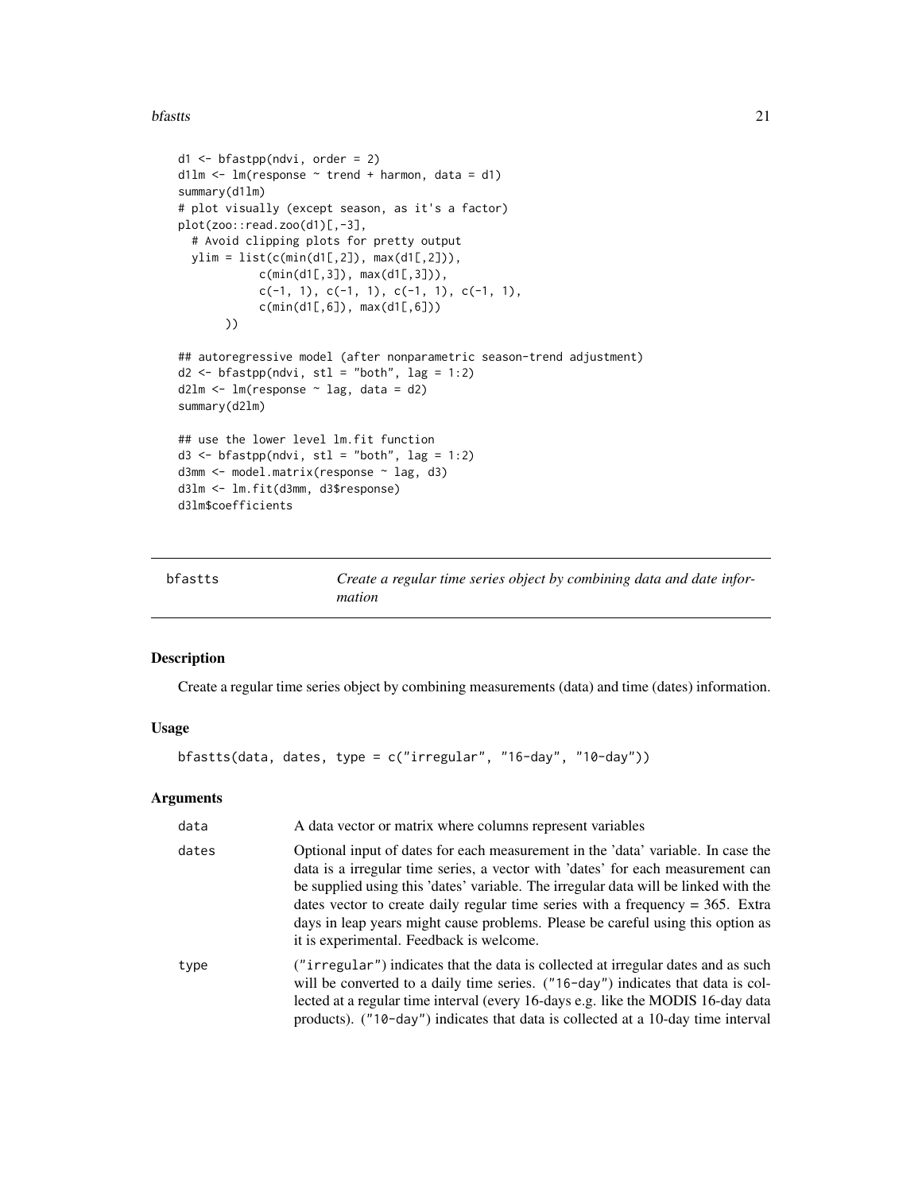```r
d1 <- bfastpp(ndvi, order = 2)
d1lm <- lm(response ~ trend + harmon, data = d1)
summary(d1lm)
# plot visually (except season, as it's a factor)
plot(zoo::read.zoo(d1)[,-3],
  # Avoid clipping plots for pretty output
  ylim = list(c(min(d1[,2]), max(d1[,2])),
            c(min(d1[,3]), max(d1[,3])),
            c(-1, 1), c(-1, 1), c(-1, 1), c(-1, 1),
            c(min(d1[,6]), max(d1[,6]))
       ))

## autoregressive model (after nonparametric season-trend adjustment)
d2 <- bfastpp(ndvi, stl = "both", lag = 1:2)
d2lm <- lm(response ~ lag, data = d2)
summary(d2lm)

## use the lower level lm.fit function
d3 <- bfastpp(ndvi, stl = "both", lag = 1:2)
d3mm <- model.matrix(response ~ lag, d3)
d3lm <- lm.fit(d3mm, d3$response)
d3lm$coefficients
```

---

## bfastts — *Create a regular time series object by combining data and date information*

### Description

Create a regular time series object by combining measurements (data) and time (dates) information.

### Usage

```r
bfastts(data, dates, type = c("irregular", "16-day", "10-day"))
```

### Arguments

| | |
|---|---|
| data | A data vector or matrix where columns represent variables |
| dates | Optional input of dates for each measurement in the 'data' variable. In case the data is a irregular time series, a vector with 'dates' for each measurement can be supplied using this 'dates' variable. The irregular data will be linked with the dates vector to create daily regular time series with a frequency = 365. Extra days in leap years might cause problems. Please be careful using this option as it is experimental. Feedback is welcome. |
| type | ("irregular") indicates that the data is collected at irregular dates and as such will be converted to a daily time series. ("16-day") indicates that data is collected at a regular time interval (every 16-days e.g. like the MODIS 16-day data products). ("10-day") indicates that data is collected at a 10-day time interval |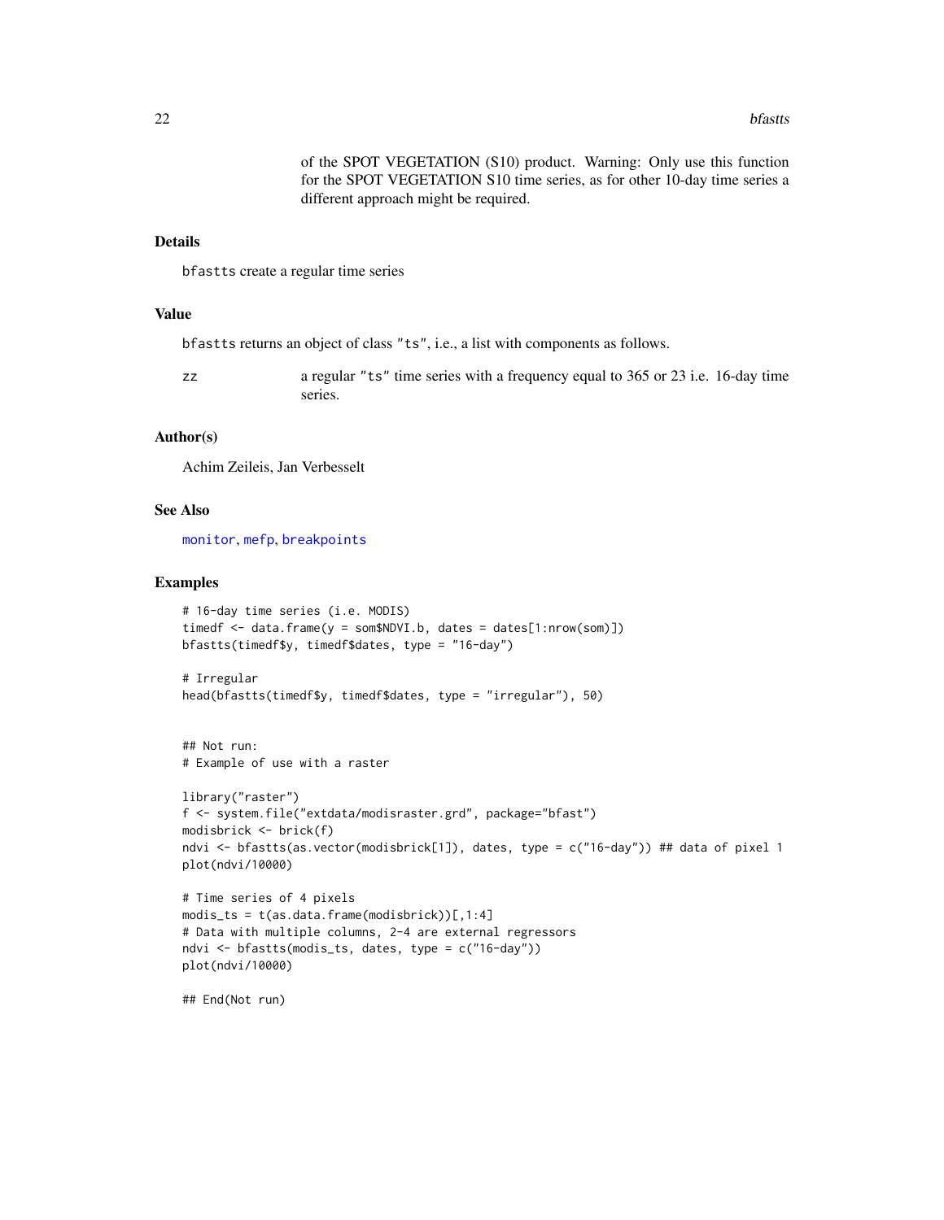of the SPOT VEGETATION (S10) product. Warning: Only use this function for the SPOT VEGETATION S10 time series, as for other 10-day time series a different approach might be required.

### Details

bfastts create a regular time series

### Value

bfastts returns an object of class "ts", i.e., a list with components as follows.

zz — a regular "ts" time series with a frequency equal to 365 or 23 i.e. 16-day time series.

### Author(s)

Achim Zeileis, Jan Verbesselt

### See Also

monitor, mefp, breakpoints

### Examples

```
# 16-day time series (i.e. MODIS)
timedf <- data.frame(y = som$NDVI.b, dates = dates[1:nrow(som)])
bfastts(timedf$y, timedf$dates, type = "16-day")

# Irregular
head(bfastts(timedf$y, timedf$dates, type = "irregular"), 50)


## Not run:
# Example of use with a raster

library("raster")
f <- system.file("extdata/modisraster.grd", package="bfast")
modisbrick <- brick(f)
ndvi <- bfastts(as.vector(modisbrick[1]), dates, type = c("16-day")) ## data of pixel 1
plot(ndvi/10000)

# Time series of 4 pixels
modis_ts = t(as.data.frame(modisbrick))[,1:4]
# Data with multiple columns, 2-4 are external regressors
ndvi <- bfastts(modis_ts, dates, type = c("16-day"))
plot(ndvi/10000)

## End(Not run)
```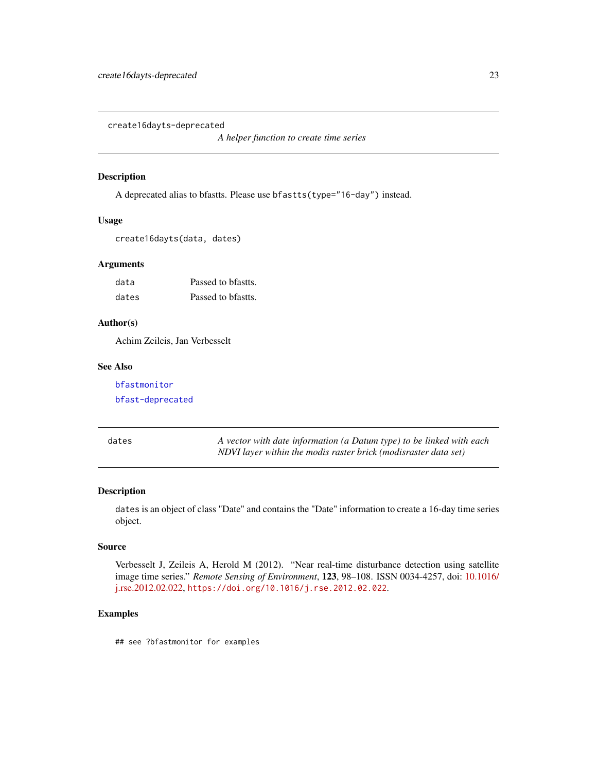## create16dayts-deprecated

*A helper function to create time series*

### Description

A deprecated alias to bfastts. Please use `bfastts(type="16-day")` instead.

### Usage

```
create16dayts(data, dates)
```

### Arguments

| | |
|---|---|
| `data` | Passed to bfastts. |
| `dates` | Passed to bfastts. |

### Author(s)

Achim Zeileis, Jan Verbesselt

### See Also

`bfastmonitor`

`bfast-deprecated`

---

## dates

*A vector with date information (a Datum type) to be linked with each NDVI layer within the modis raster brick (modisraster data set)*

### Description

`dates` is an object of class "Date" and contains the "Date" information to create a 16-day time series object.

### Source

Verbesselt J, Zeileis A, Herold M (2012). "Near real-time disturbance detection using satellite image time series." *Remote Sensing of Environment*, **123**, 98–108. ISSN 0034-4257, doi: 10.1016/j.rse.2012.02.022, `https://doi.org/10.1016/j.rse.2012.02.022`.

### Examples

```
## see ?bfastmonitor for examples
```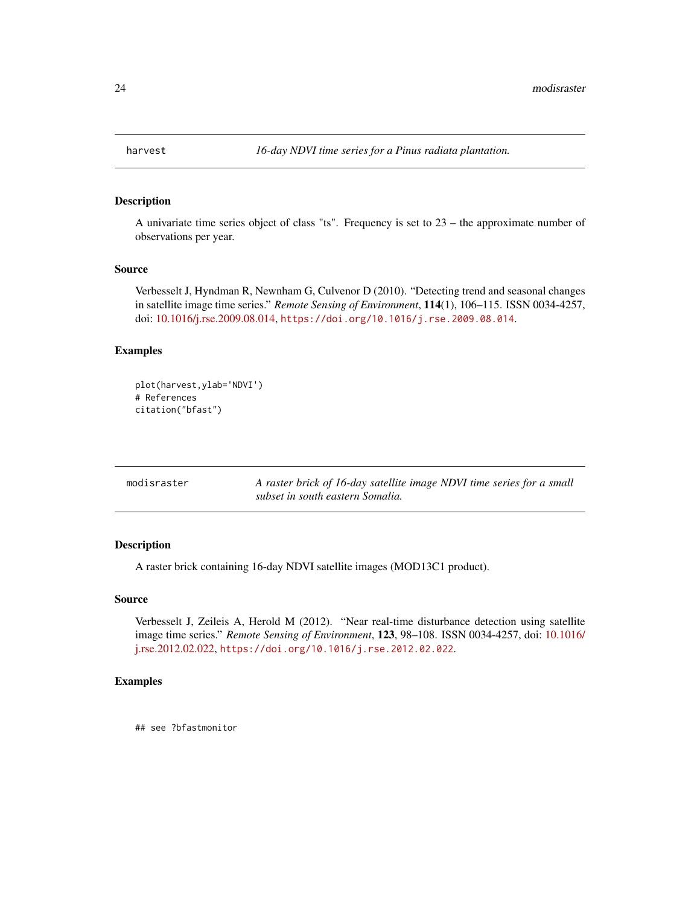## harvest — *16-day NDVI time series for a Pinus radiata plantation.*

### Description

A univariate time series object of class "ts". Frequency is set to 23 – the approximate number of observations per year.

### Source

Verbesselt J, Hyndman R, Newnham G, Culvenor D (2010). "Detecting trend and seasonal changes in satellite image time series." *Remote Sensing of Environment*, **114**(1), 106–115. ISSN 0034-4257, doi: 10.1016/j.rse.2009.08.014, https://doi.org/10.1016/j.rse.2009.08.014.

### Examples

```
plot(harvest,ylab='NDVI')
# References
citation("bfast")
```

## modisraster — *A raster brick of 16-day satellite image NDVI time series for a small subset in south eastern Somalia.*

### Description

A raster brick containing 16-day NDVI satellite images (MOD13C1 product).

### Source

Verbesselt J, Zeileis A, Herold M (2012). "Near real-time disturbance detection using satellite image time series." *Remote Sensing of Environment*, **123**, 98–108. ISSN 0034-4257, doi: 10.1016/j.rse.2012.02.022, https://doi.org/10.1016/j.rse.2012.02.022.

### Examples

```
## see ?bfastmonitor
```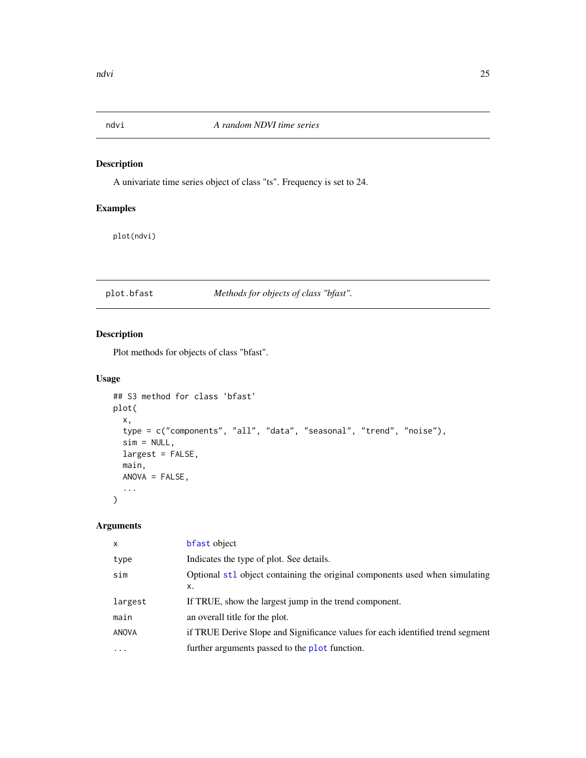## ndvi — *A random NDVI time series*

### Description

A univariate time series object of class "ts". Frequency is set to 24.

### Examples

```
plot(ndvi)
```

## plot.bfast — *Methods for objects of class "bfast".*

### Description

Plot methods for objects of class "bfast".

### Usage

```
## S3 method for class 'bfast'
plot(
  x,
  type = c("components", "all", "data", "seasonal", "trend", "noise"),
  sim = NULL,
  largest = FALSE,
  main,
  ANOVA = FALSE,
  ...
)
```

### Arguments

| | |
|---|---|
| `x` | `bfast` object |
| `type` | Indicates the type of plot. See details. |
| `sim` | Optional `stl` object containing the original components used when simulating `x`. |
| `largest` | If TRUE, show the largest jump in the trend component. |
| `main` | an overall title for the plot. |
| `ANOVA` | if TRUE Derive Slope and Significance values for each identified trend segment |
| `...` | further arguments passed to the `plot` function. |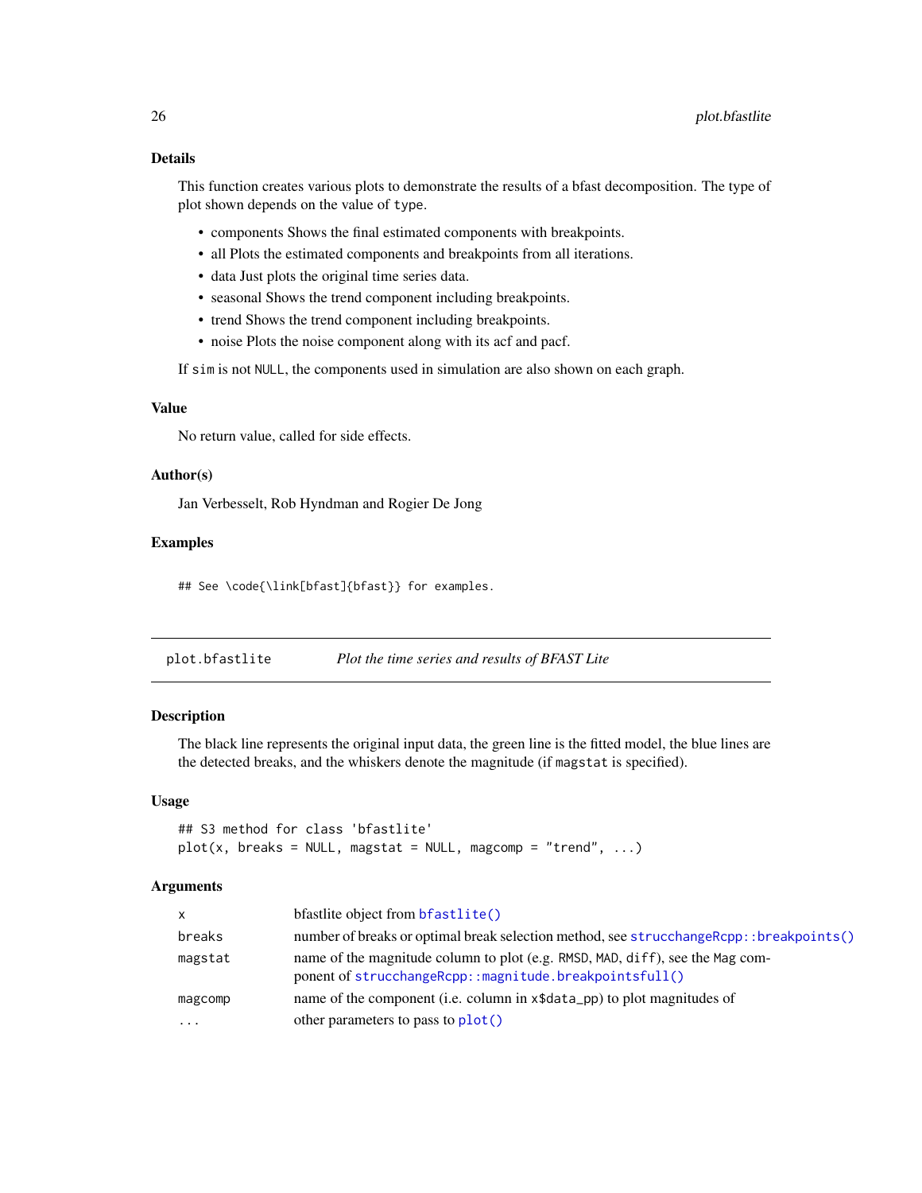## Details

This function creates various plots to demonstrate the results of a bfast decomposition. The type of plot shown depends on the value of `type`.

- components Shows the final estimated components with breakpoints.
- all Plots the estimated components and breakpoints from all iterations.
- data Just plots the original time series data.
- seasonal Shows the trend component including breakpoints.
- trend Shows the trend component including breakpoints.
- noise Plots the noise component along with its acf and pacf.

If `sim` is not `NULL`, the components used in simulation are also shown on each graph.

## Value

No return value, called for side effects.

## Author(s)

Jan Verbesselt, Rob Hyndman and Rogier De Jong

## Examples

```
## See \code{\link[bfast]{bfast}} for examples.
```

---

# plot.bfastlite — *Plot the time series and results of BFAST Lite*

## Description

The black line represents the original input data, the green line is the fitted model, the blue lines are the detected breaks, and the whiskers denote the magnitude (if `magstat` is specified).

## Usage

```
## S3 method for class 'bfastlite'
plot(x, breaks = NULL, magstat = NULL, magcomp = "trend", ...)
```

## Arguments

| | |
|---|---|
| `x` | bfastlite object from `bfastlite()` |
| `breaks` | number of breaks or optimal break selection method, see `strucchangeRcpp::breakpoints()` |
| `magstat` | name of the magnitude column to plot (e.g. `RMSD`, `MAD`, `diff`), see the `Mag` component of `strucchangeRcpp::magnitude.breakpointsfull()` |
| `magcomp` | name of the component (i.e. column in `x$data_pp`) to plot magnitudes of |
| `...` | other parameters to pass to `plot()` |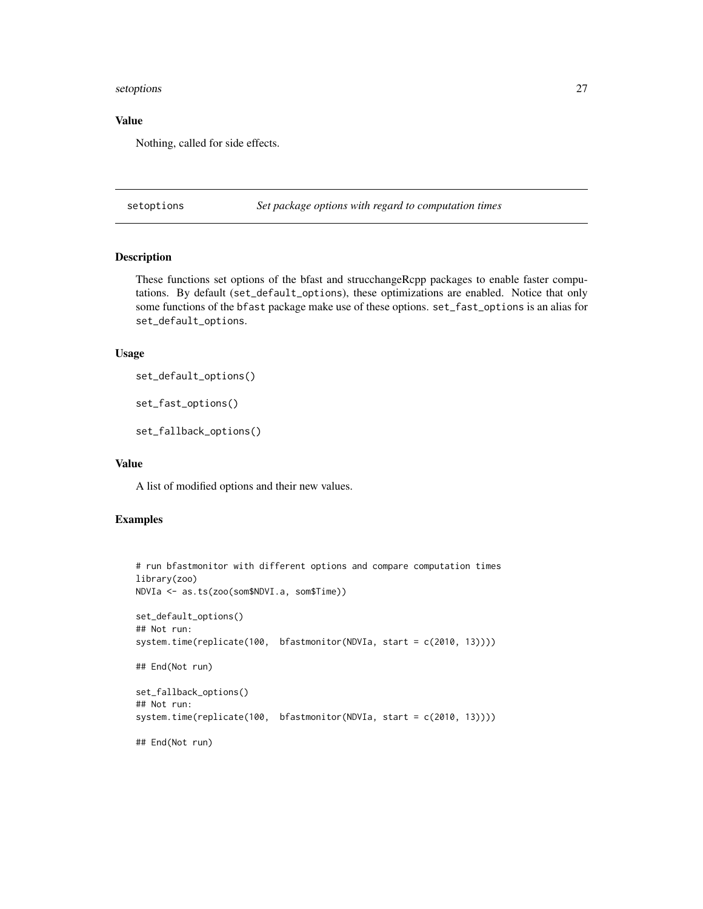### Value

Nothing, called for side effects.

---

## setoptions — *Set package options with regard to computation times*

### Description

These functions set options of the bfast and strucchangeRcpp packages to enable faster computations. By default (`set_default_options`), these optimizations are enabled. Notice that only some functions of the `bfast` package make use of these options. `set_fast_options` is an alias for `set_default_options`.

### Usage

```
set_default_options()

set_fast_options()

set_fallback_options()
```

### Value

A list of modified options and their new values.

### Examples

```
# run bfastmonitor with different options and compare computation times
library(zoo)
NDVIa <- as.ts(zoo(som$NDVI.a, som$Time))

set_default_options()
## Not run:
system.time(replicate(100,  bfastmonitor(NDVIa, start = c(2010, 13))))

## End(Not run)

set_fallback_options()
## Not run:
system.time(replicate(100,  bfastmonitor(NDVIa, start = c(2010, 13))))

## End(Not run)
```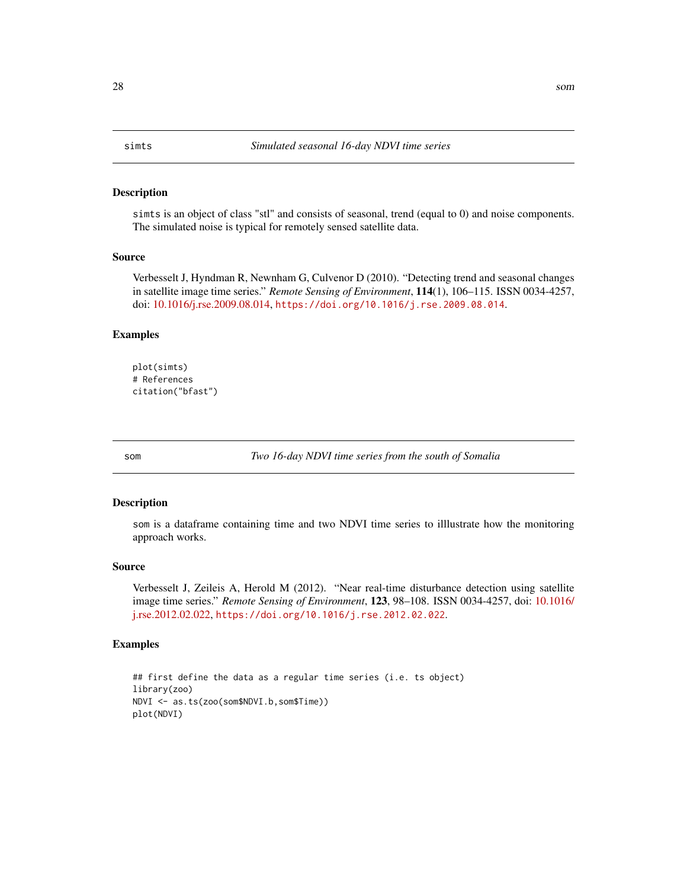## simts — *Simulated seasonal 16-day NDVI time series*

### Description

simts is an object of class "stl" and consists of seasonal, trend (equal to 0) and noise components. The simulated noise is typical for remotely sensed satellite data.

### Source

Verbesselt J, Hyndman R, Newnham G, Culvenor D (2010). "Detecting trend and seasonal changes in satellite image time series." *Remote Sensing of Environment*, **114**(1), 106–115. ISSN 0034-4257, doi: 10.1016/j.rse.2009.08.014, https://doi.org/10.1016/j.rse.2009.08.014.

### Examples

```
plot(simts)
# References
citation("bfast")
```

## som — *Two 16-day NDVI time series from the south of Somalia*

### Description

som is a dataframe containing time and two NDVI time series to illlustrate how the monitoring approach works.

### Source

Verbesselt J, Zeileis A, Herold M (2012). "Near real-time disturbance detection using satellite image time series." *Remote Sensing of Environment*, **123**, 98–108. ISSN 0034-4257, doi: 10.1016/j.rse.2012.02.022, https://doi.org/10.1016/j.rse.2012.02.022.

### Examples

```
## first define the data as a regular time series (i.e. ts object)
library(zoo)
NDVI <- as.ts(zoo(som$NDVI.b,som$Time))
plot(NDVI)
```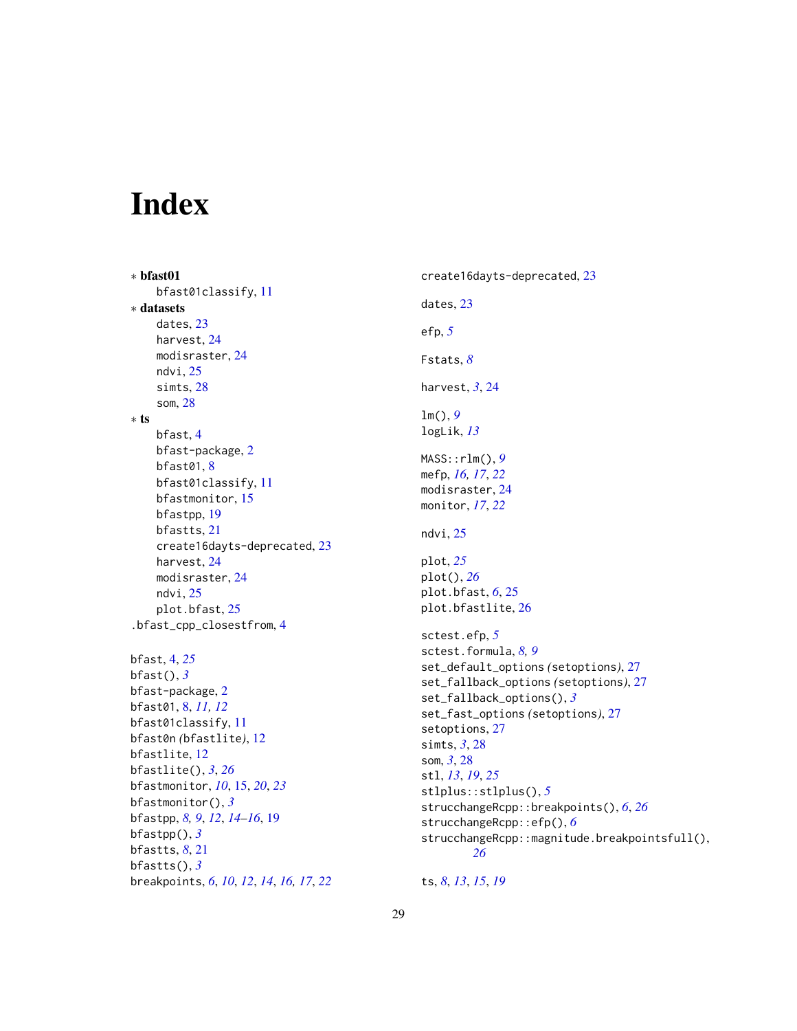# Index

∗ **bfast01**
  bfast01classify, 11
∗ **datasets**
  dates, 23
  harvest, 24
  modisraster, 24
  ndvi, 25
  simts, 28
  som, 28
∗ **ts**
  bfast, 4
  bfast-package, 2
  bfast01, 8
  bfast01classify, 11
  bfastmonitor, 15
  bfastpp, 19
  bfastts, 21
  create16dayts-deprecated, 23
  harvest, 24
  modisraster, 24
  ndvi, 25
  plot.bfast, 25
.bfast_cpp_closestfrom, 4

bfast, 4, *25*
bfast(), *3*
bfast-package, 2
bfast01, 8, *11, 12*
bfast01classify, 11
bfast0n *(*bfastlite*)*, 12
bfastlite, 12
bfastlite(), *3*, *26*
bfastmonitor, *10*, 15, *20*, *23*
bfastmonitor(), *3*
bfastpp, *8, 9*, *12*, *14–16*, 19
bfastpp(), *3*
bfastts, *8*, 21
bfastts(), *3*
breakpoints, *6*, *10*, *12*, *14*, *16, 17*, *22*

create16dayts-deprecated, 23

dates, 23

efp, *5*

Fstats, *8*

harvest, *3*, 24

lm(), *9*
logLik, *13*

MASS::rlm(), *9*
mefp, *16, 17*, *22*
modisraster, 24
monitor, *17*, *22*

ndvi, 25

plot, *25*
plot(), *26*
plot.bfast, *6*, 25
plot.bfastlite, 26

sctest.efp, *5*
sctest.formula, *8, 9*
set_default_options *(*setoptions*)*, 27
set_fallback_options *(*setoptions*)*, 27
set_fallback_options(), *3*
set_fast_options *(*setoptions*)*, 27
setoptions, 27
simts, *3*, 28
som, *3*, 28
stl, *13*, *19*, *25*
stlplus::stlplus(), *5*
strucchangeRcpp::breakpoints(), *6*, *26*
strucchangeRcpp::efp(), *6*
strucchangeRcpp::magnitude.breakpointsfull(), *26*

ts, *8*, *13*, *15*, *19*